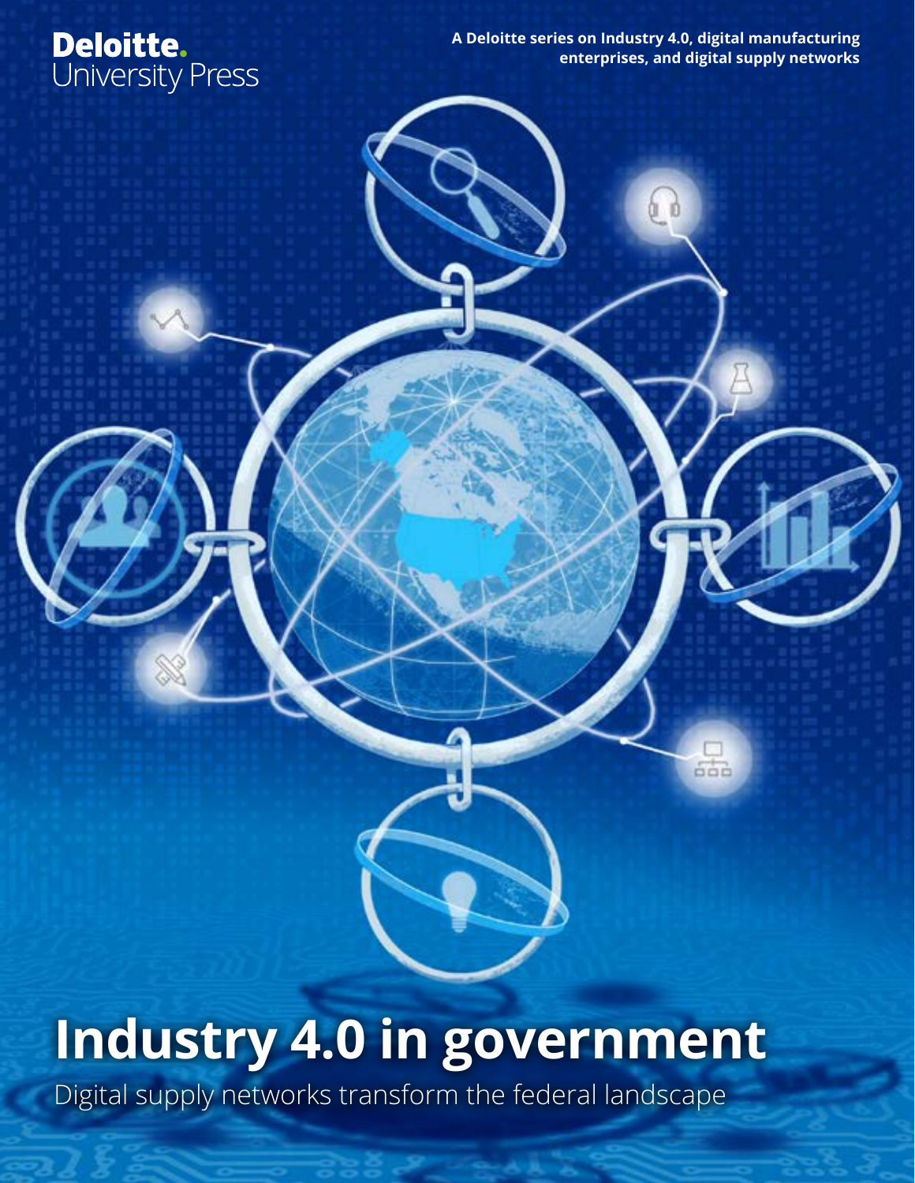Deloitte.
University Press

A Deloitte series on Industry 4.0, digital manufacturing enterprises, and digital supply networks

# Industry 4.0 in government

Digital supply networks transform the federal landscape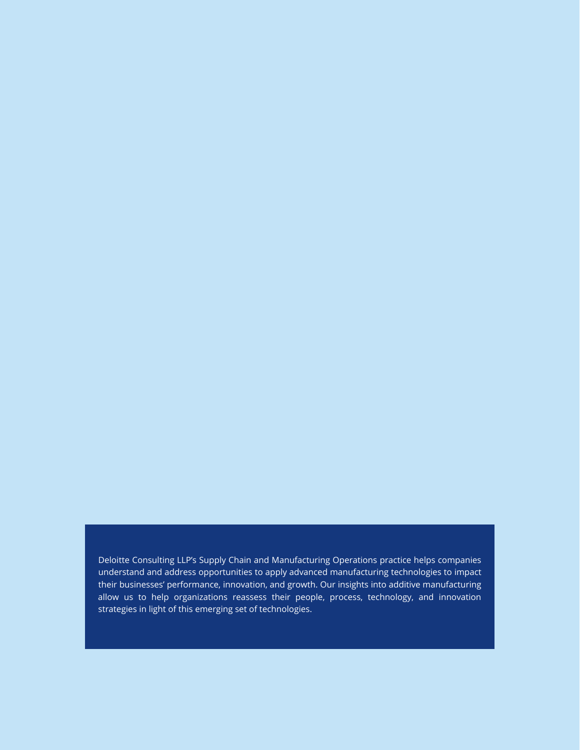Deloitte Consulting LLP's Supply Chain and Manufacturing Operations practice helps companies understand and address opportunities to apply advanced manufacturing technologies to impact their businesses' performance, innovation, and growth. Our insights into additive manufacturing allow us to help organizations reassess their people, process, technology, and innovation strategies in light of this emerging set of technologies.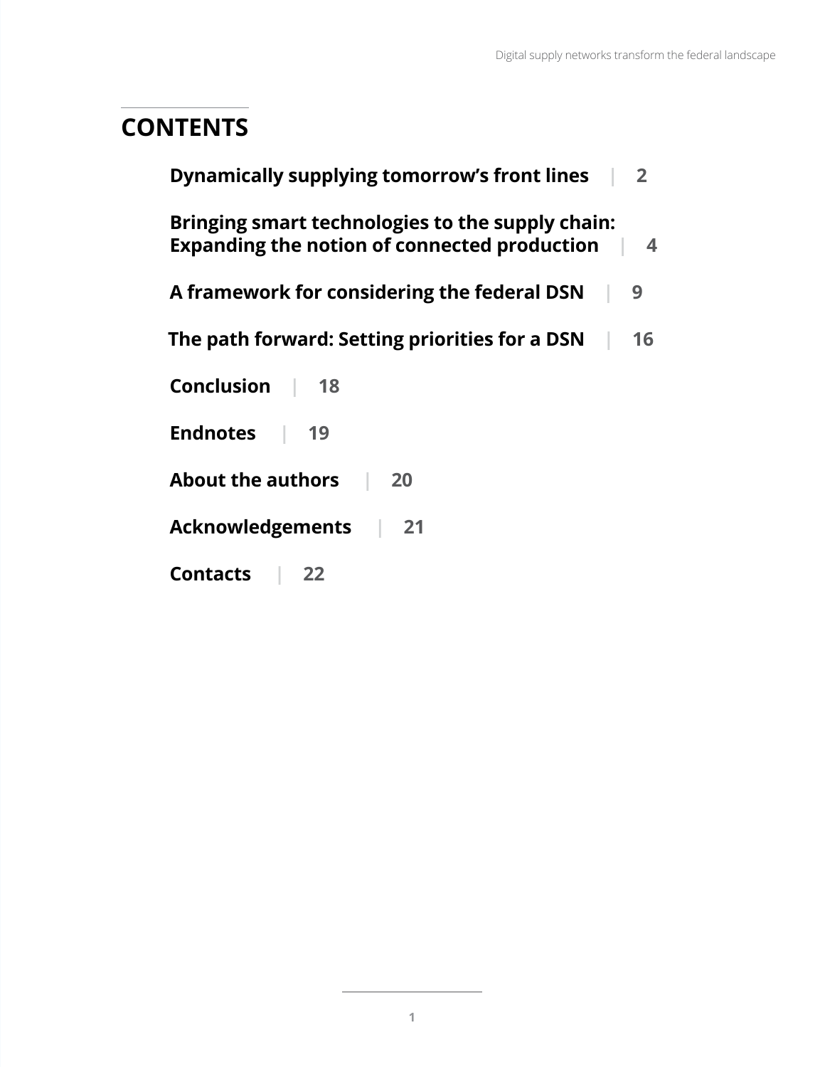## CONTENTS

**Dynamically supplying tomorrow's front lines** | 2

**Bringing smart technologies to the supply chain: Expanding the notion of connected production** | 4

**A framework for considering the federal DSN** | 9

**The path forward: Setting priorities for a DSN** | 16

**Conclusion** | 18

**Endnotes** | 19

**About the authors** | 20

**Acknowledgements** | 21

**Contacts** | 22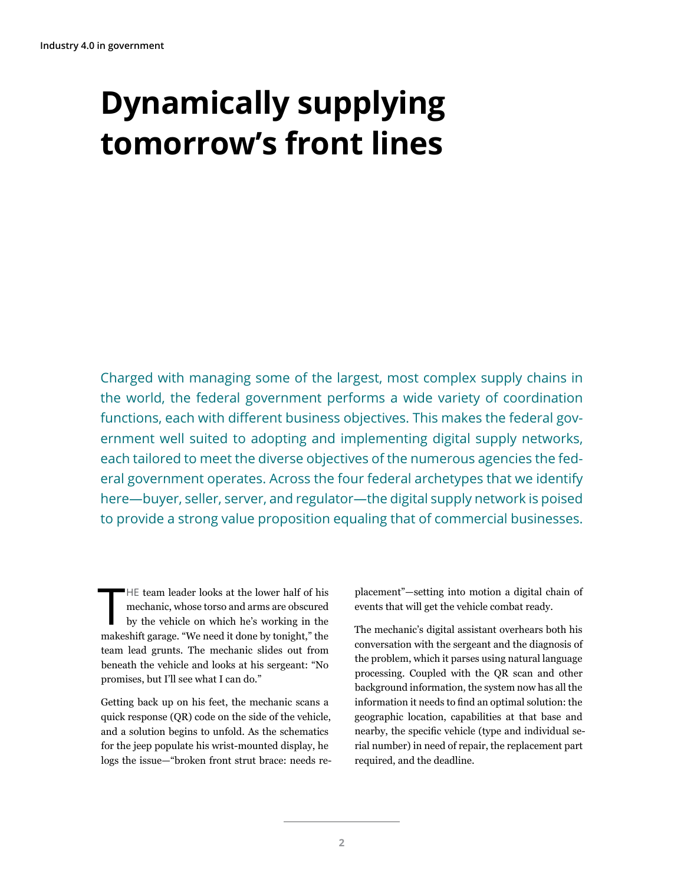# Dynamically supplying tomorrow's front lines

Charged with managing some of the largest, most complex supply chains in the world, the federal government performs a wide variety of coordination functions, each with different business objectives. This makes the federal government well suited to adopting and implementing digital supply networks, each tailored to meet the diverse objectives of the numerous agencies the federal government operates. Across the four federal archetypes that we identify here—buyer, seller, server, and regulator—the digital supply network is poised to provide a strong value proposition equaling that of commercial businesses.

THE team leader looks at the lower half of his mechanic, whose torso and arms are obscured by the vehicle on which he's working in the makeshift garage. "We need it done by tonight," the team lead grunts. The mechanic slides out from beneath the vehicle and looks at his sergeant: "No promises, but I'll see what I can do."

Getting back up on his feet, the mechanic scans a quick response (QR) code on the side of the vehicle, and a solution begins to unfold. As the schematics for the jeep populate his wrist-mounted display, he logs the issue—"broken front strut brace: needs replacement"—setting into motion a digital chain of events that will get the vehicle combat ready.

The mechanic's digital assistant overhears both his conversation with the sergeant and the diagnosis of the problem, which it parses using natural language processing. Coupled with the QR scan and other background information, the system now has all the information it needs to find an optimal solution: the geographic location, capabilities at that base and nearby, the specific vehicle (type and individual serial number) in need of repair, the replacement part required, and the deadline.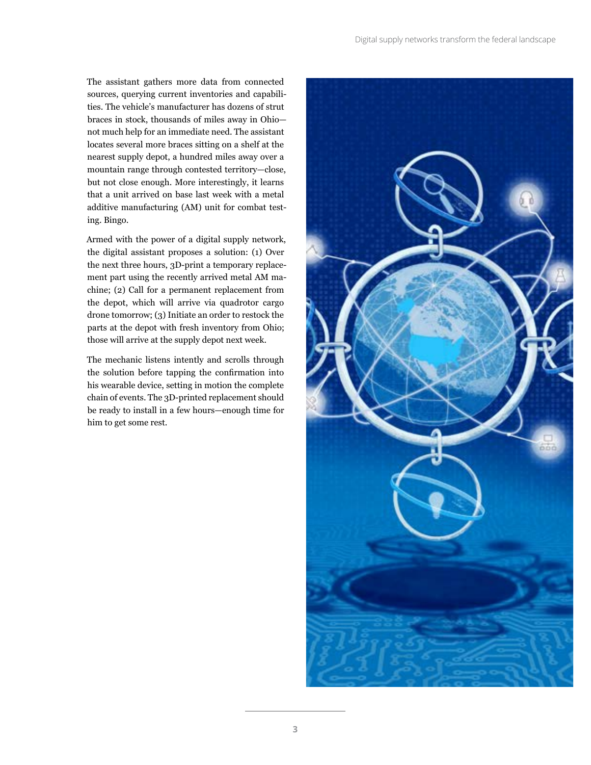The assistant gathers more data from connected sources, querying current inventories and capabilities. The vehicle's manufacturer has dozens of strut braces in stock, thousands of miles away in Ohio—not much help for an immediate need. The assistant locates several more braces sitting on a shelf at the nearest supply depot, a hundred miles away over a mountain range through contested territory—close, but not close enough. More interestingly, it learns that a unit arrived on base last week with a metal additive manufacturing (AM) unit for combat testing. Bingo.

Armed with the power of a digital supply network, the digital assistant proposes a solution: (1) Over the next three hours, 3D-print a temporary replacement part using the recently arrived metal AM machine; (2) Call for a permanent replacement from the depot, which will arrive via quadrotor cargo drone tomorrow; (3) Initiate an order to restock the parts at the depot with fresh inventory from Ohio; those will arrive at the supply depot next week.

The mechanic listens intently and scrolls through the solution before tapping the confirmation into his wearable device, setting in motion the complete chain of events. The 3D-printed replacement should be ready to install in a few hours—enough time for him to get some rest.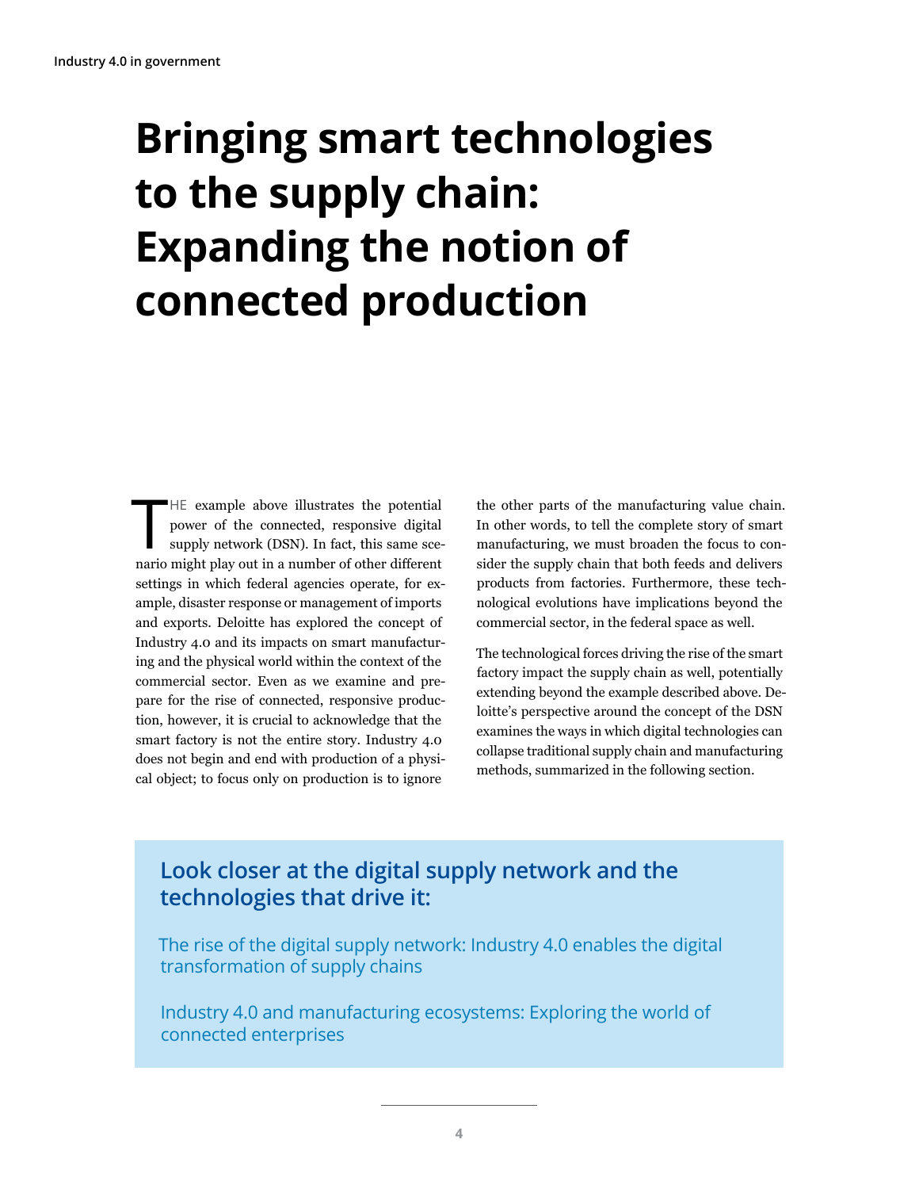# Bringing smart technologies to the supply chain: Expanding the notion of connected production

THE example above illustrates the potential power of the connected, responsive digital supply network (DSN). In fact, this same scenario might play out in a number of other different settings in which federal agencies operate, for example, disaster response or management of imports and exports. Deloitte has explored the concept of Industry 4.0 and its impacts on smart manufacturing and the physical world within the context of the commercial sector. Even as we examine and prepare for the rise of connected, responsive production, however, it is crucial to acknowledge that the smart factory is not the entire story. Industry 4.0 does not begin and end with production of a physical object; to focus only on production is to ignore the other parts of the manufacturing value chain. In other words, to tell the complete story of smart manufacturing, we must broaden the focus to consider the supply chain that both feeds and delivers products from factories. Furthermore, these technological evolutions have implications beyond the commercial sector, in the federal space as well.

The technological forces driving the rise of the smart factory impact the supply chain as well, potentially extending beyond the example described above. Deloitte's perspective around the concept of the DSN examines the ways in which digital technologies can collapse traditional supply chain and manufacturing methods, summarized in the following section.

## Look closer at the digital supply network and the technologies that drive it:

The rise of the digital supply network: Industry 4.0 enables the digital transformation of supply chains

Industry 4.0 and manufacturing ecosystems: Exploring the world of connected enterprises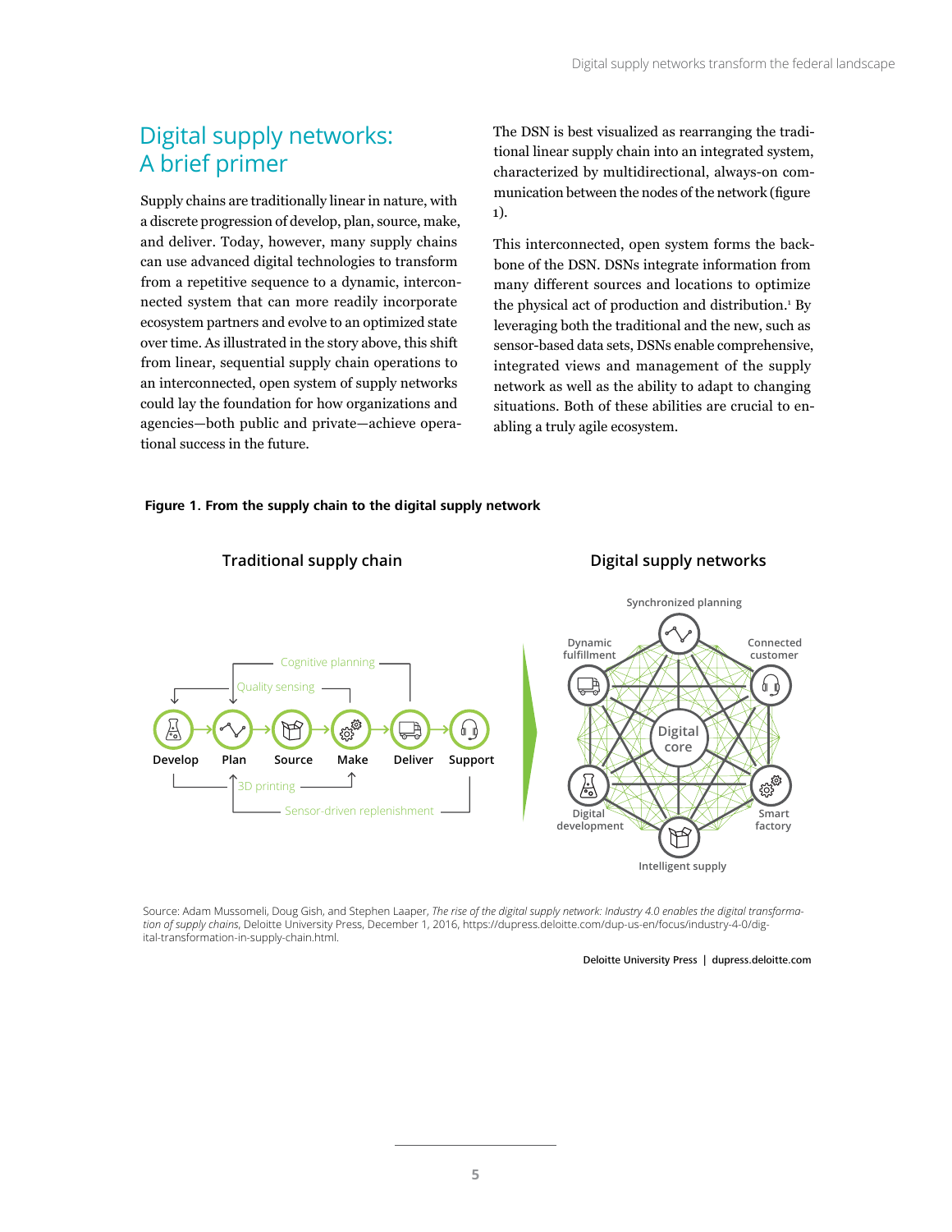## Digital supply networks: A brief primer

Supply chains are traditionally linear in nature, with a discrete progression of develop, plan, source, make, and deliver. Today, however, many supply chains can use advanced digital technologies to transform from a repetitive sequence to a dynamic, interconnected system that can more readily incorporate ecosystem partners and evolve to an optimized state over time. As illustrated in the story above, this shift from linear, sequential supply chain operations to an interconnected, open system of supply networks could lay the foundation for how organizations and agencies—both public and private—achieve operational success in the future.

The DSN is best visualized as rearranging the traditional linear supply chain into an integrated system, characterized by multidirectional, always-on communication between the nodes of the network (figure 1).

This interconnected, open system forms the backbone of the DSN. DSNs integrate information from many different sources and locations to optimize the physical act of production and distribution.[1] By leveraging both the traditional and the new, such as sensor-based data sets, DSNs enable comprehensive, integrated views and management of the supply network as well as the ability to adapt to changing situations. Both of these abilities are crucial to enabling a truly agile ecosystem.

**Figure 1. From the supply chain to the digital supply network**

Traditional supply chain: Develop → Plan → Source → Make → Deliver → Support; with Cognitive planning, Quality sensing, 3D printing, Sensor-driven replenishment

Digital supply networks: Digital core connected to Synchronized planning, Connected customer, Smart factory, Intelligent supply, Digital development, Dynamic fulfillment

Source: Adam Mussomeli, Doug Gish, and Stephen Laaper, *The rise of the digital supply network: Industry 4.0 enables the digital transformation of supply chains*, Deloitte University Press, December 1, 2016, https://dupress.deloitte.com/dup-us-en/focus/industry-4-0/digital-transformation-in-supply-chain.html.

Deloitte University Press | dupress.deloitte.com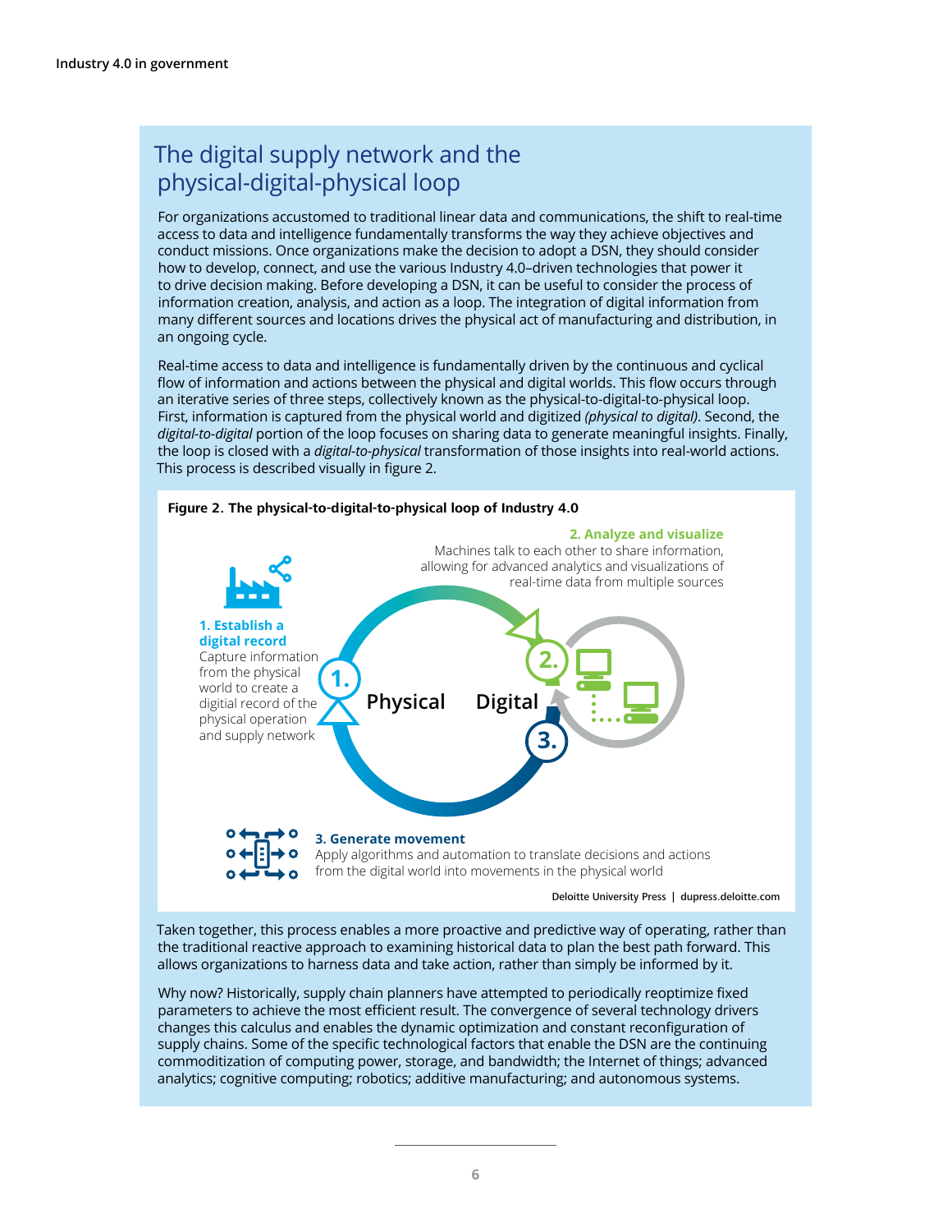## The digital supply network and the physical-digital-physical loop

For organizations accustomed to traditional linear data and communications, the shift to real-time access to data and intelligence fundamentally transforms the way they achieve objectives and conduct missions. Once organizations make the decision to adopt a DSN, they should consider how to develop, connect, and use the various Industry 4.0–driven technologies that power it to drive decision making. Before developing a DSN, it can be useful to consider the process of information creation, analysis, and action as a loop. The integration of digital information from many different sources and locations drives the physical act of manufacturing and distribution, in an ongoing cycle.

Real-time access to data and intelligence is fundamentally driven by the continuous and cyclical flow of information and actions between the physical and digital worlds. This flow occurs through an iterative series of three steps, collectively known as the physical-to-digital-to-physical loop. First, information is captured from the physical world and digitized *(physical to digital)*. Second, the *digital-to-digital* portion of the loop focuses on sharing data to generate meaningful insights. Finally, the loop is closed with a *digital-to-physical* transformation of those insights into real-world actions. This process is described visually in figure 2.

**Figure 2. The physical-to-digital-to-physical loop of Industry 4.0**

**1. Establish a digital record**
Capture information from the physical world to create a digitial record of the physical operation and supply network

**2. Analyze and visualize**
Machines talk to each other to share information, allowing for advanced analytics and visualizations of real-time data from multiple sources

**3. Generate movement**
Apply algorithms and automation to translate decisions and actions from the digital world into movements in the physical world

Physical — Digital

Deloitte University Press | dupress.deloitte.com

Taken together, this process enables a more proactive and predictive way of operating, rather than the traditional reactive approach to examining historical data to plan the best path forward. This allows organizations to harness data and take action, rather than simply be informed by it.

Why now? Historically, supply chain planners have attempted to periodically reoptimize fixed parameters to achieve the most efficient result. The convergence of several technology drivers changes this calculus and enables the dynamic optimization and constant reconfiguration of supply chains. Some of the specific technological factors that enable the DSN are the continuing commoditization of computing power, storage, and bandwidth; the Internet of things; advanced analytics; cognitive computing; robotics; additive manufacturing; and autonomous systems.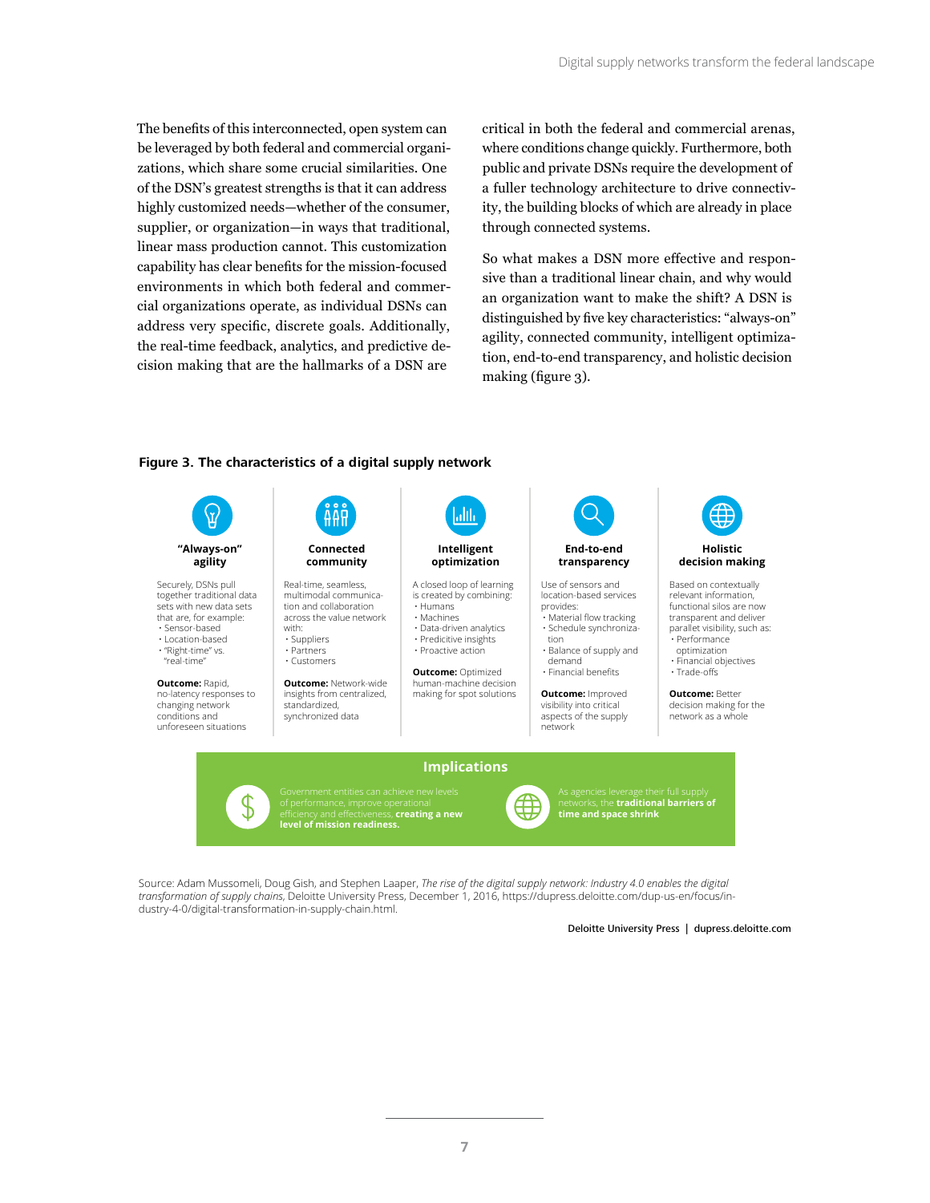The benefits of this interconnected, open system can be leveraged by both federal and commercial organizations, which share some crucial similarities. One of the DSN's greatest strengths is that it can address highly customized needs—whether of the consumer, supplier, or organization—in ways that traditional, linear mass production cannot. This customization capability has clear benefits for the mission-focused environments in which both federal and commercial organizations operate, as individual DSNs can address very specific, discrete goals. Additionally, the real-time feedback, analytics, and predictive decision making that are the hallmarks of a DSN are critical in both the federal and commercial arenas, where conditions change quickly. Furthermore, both public and private DSNs require the development of a fuller technology architecture to drive connectivity, the building blocks of which are already in place through connected systems.

So what makes a DSN more effective and responsive than a traditional linear chain, and why would an organization want to make the shift? A DSN is distinguished by five key characteristics: "always-on" agility, connected community, intelligent optimization, end-to-end transparency, and holistic decision making (figure 3).

**Figure 3. The characteristics of a digital supply network**

**"Always-on" agility**

Securely, DSNs pull together traditional data sets with new data sets that are, for example:
- Sensor-based
- Location-based
- "Right-time" vs. "real-time"

**Outcome:** Rapid, no-latency responses to changing network conditions and unforeseen situations

**Connected community**

Real-time, seamless, multimodal communication and collaboration across the value network with:
- Suppliers
- Partners
- Customers

**Outcome:** Network-wide insights from centralized, standardized, synchronized data

**Intelligent optimization**

A closed loop of learning is created by combining:
- Humans
- Machines
- Data-driven analytics
- Predicitive insights
- Proactive action

**Outcome:** Optimized human-machine decision making for spot solutions

**End-to-end transparency**

Use of sensors and location-based services provides:
- Material flow tracking
- Schedule synchronization
- Balance of supply and demand
- Financial benefits

**Outcome:** Improved visibility into critical aspects of the supply network

**Holistic decision making**

Based on contextually relevant information, functional silos are now transparent and deliver parallel visibility, such as:
- Performance optimization
- Financial objectives
- Trade-offs

**Outcome:** Better decision making for the network as a whole

**Implications**

Government entities can achieve new levels of performance, improve operational efficiency and effectiveness, **creating a new level of mission readiness.**

As agencies leverage their full supply networks, the **traditional barriers of time and space shrink**

Source: Adam Mussomeli, Doug Gish, and Stephen Laaper, *The rise of the digital supply network: Industry 4.0 enables the digital transformation of supply chains*, Deloitte University Press, December 1, 2016, https://dupress.deloitte.com/dup-us-en/focus/industry-4-0/digital-transformation-in-supply-chain.html.

Deloitte University Press | dupress.deloitte.com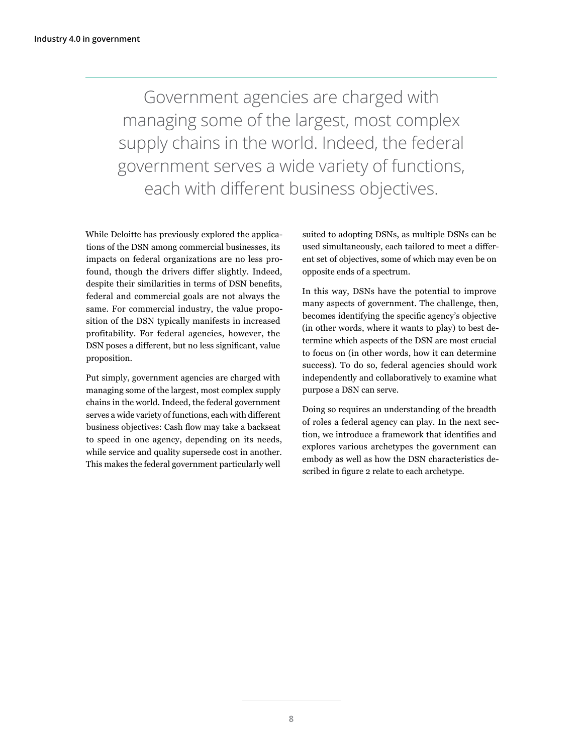> Government agencies are charged with managing some of the largest, most complex supply chains in the world. Indeed, the federal government serves a wide variety of functions, each with different business objectives.

While Deloitte has previously explored the applications of the DSN among commercial businesses, its impacts on federal organizations are no less profound, though the drivers differ slightly. Indeed, despite their similarities in terms of DSN benefits, federal and commercial goals are not always the same. For commercial industry, the value proposition of the DSN typically manifests in increased profitability. For federal agencies, however, the DSN poses a different, but no less significant, value proposition.

Put simply, government agencies are charged with managing some of the largest, most complex supply chains in the world. Indeed, the federal government serves a wide variety of functions, each with different business objectives: Cash flow may take a backseat to speed in one agency, depending on its needs, while service and quality supersede cost in another. This makes the federal government particularly well suited to adopting DSNs, as multiple DSNs can be used simultaneously, each tailored to meet a different set of objectives, some of which may even be on opposite ends of a spectrum.

In this way, DSNs have the potential to improve many aspects of government. The challenge, then, becomes identifying the specific agency's objective (in other words, where it wants to play) to best determine which aspects of the DSN are most crucial to focus on (in other words, how it can determine success). To do so, federal agencies should work independently and collaboratively to examine what purpose a DSN can serve.

Doing so requires an understanding of the breadth of roles a federal agency can play. In the next section, we introduce a framework that identifies and explores various archetypes the government can embody as well as how the DSN characteristics described in figure 2 relate to each archetype.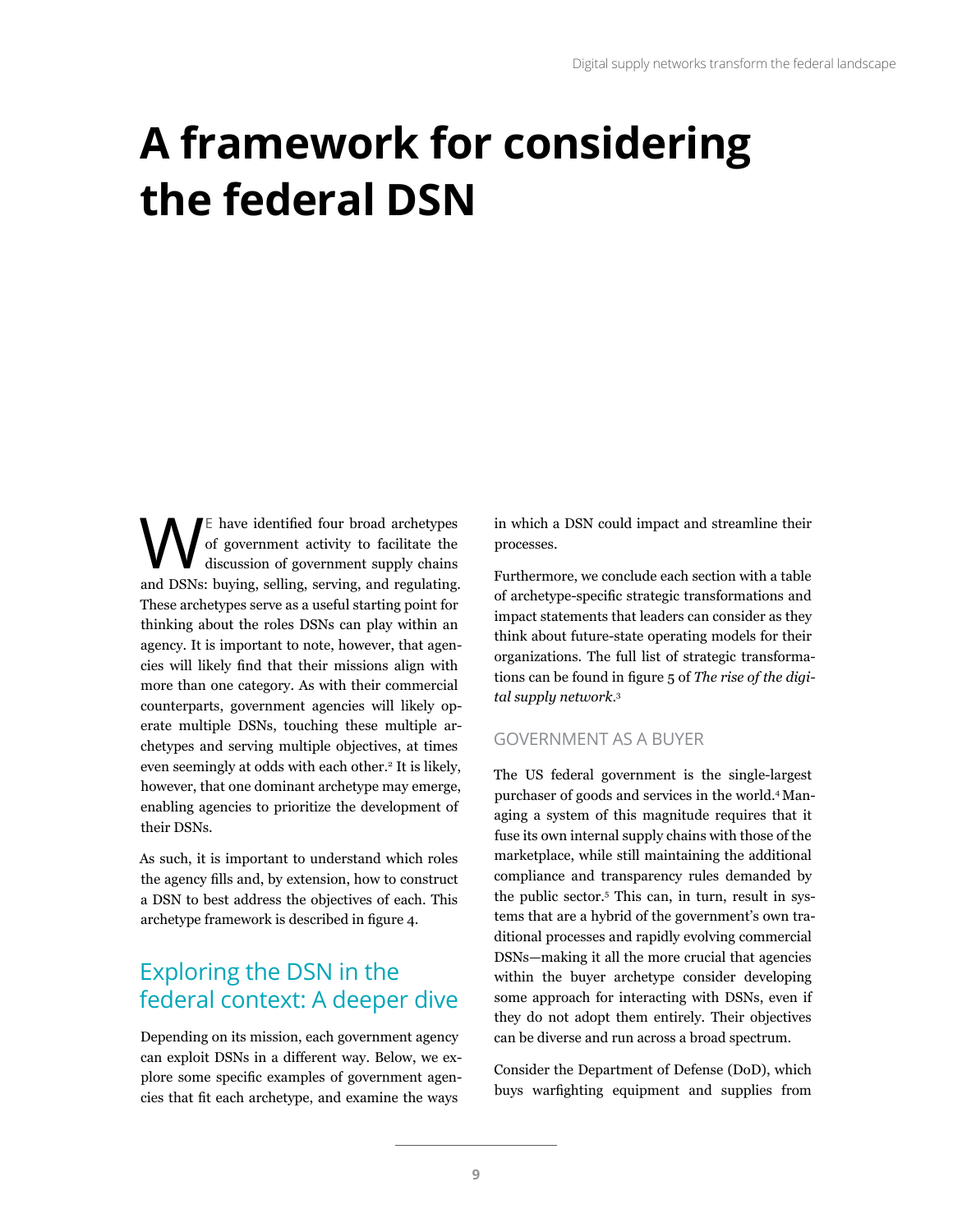# A framework for considering the federal DSN

We have identified four broad archetypes of government activity to facilitate the discussion of government supply chains and DSNs: buying, selling, serving, and regulating. These archetypes serve as a useful starting point for thinking about the roles DSNs can play within an agency. It is important to note, however, that agencies will likely find that their missions align with more than one category. As with their commercial counterparts, government agencies will likely operate multiple DSNs, touching these multiple archetypes and serving multiple objectives, at times even seemingly at odds with each other.[2] It is likely, however, that one dominant archetype may emerge, enabling agencies to prioritize the development of their DSNs.

As such, it is important to understand which roles the agency fills and, by extension, how to construct a DSN to best address the objectives of each. This archetype framework is described in figure 4.

## Exploring the DSN in the federal context: A deeper dive

Depending on its mission, each government agency can exploit DSNs in a different way. Below, we explore some specific examples of government agencies that fit each archetype, and examine the ways in which a DSN could impact and streamline their processes.

Furthermore, we conclude each section with a table of archetype-specific strategic transformations and impact statements that leaders can consider as they think about future-state operating models for their organizations. The full list of strategic transformations can be found in figure 5 of *The rise of the digital supply network*.[3]

### GOVERNMENT AS A BUYER

The US federal government is the single-largest purchaser of goods and services in the world.[4] Managing a system of this magnitude requires that it fuse its own internal supply chains with those of the marketplace, while still maintaining the additional compliance and transparency rules demanded by the public sector.[5] This can, in turn, result in systems that are a hybrid of the government's own traditional processes and rapidly evolving commercial DSNs—making it all the more crucial that agencies within the buyer archetype consider developing some approach for interacting with DSNs, even if they do not adopt them entirely. Their objectives can be diverse and run across a broad spectrum.

Consider the Department of Defense (DoD), which buys warfighting equipment and supplies from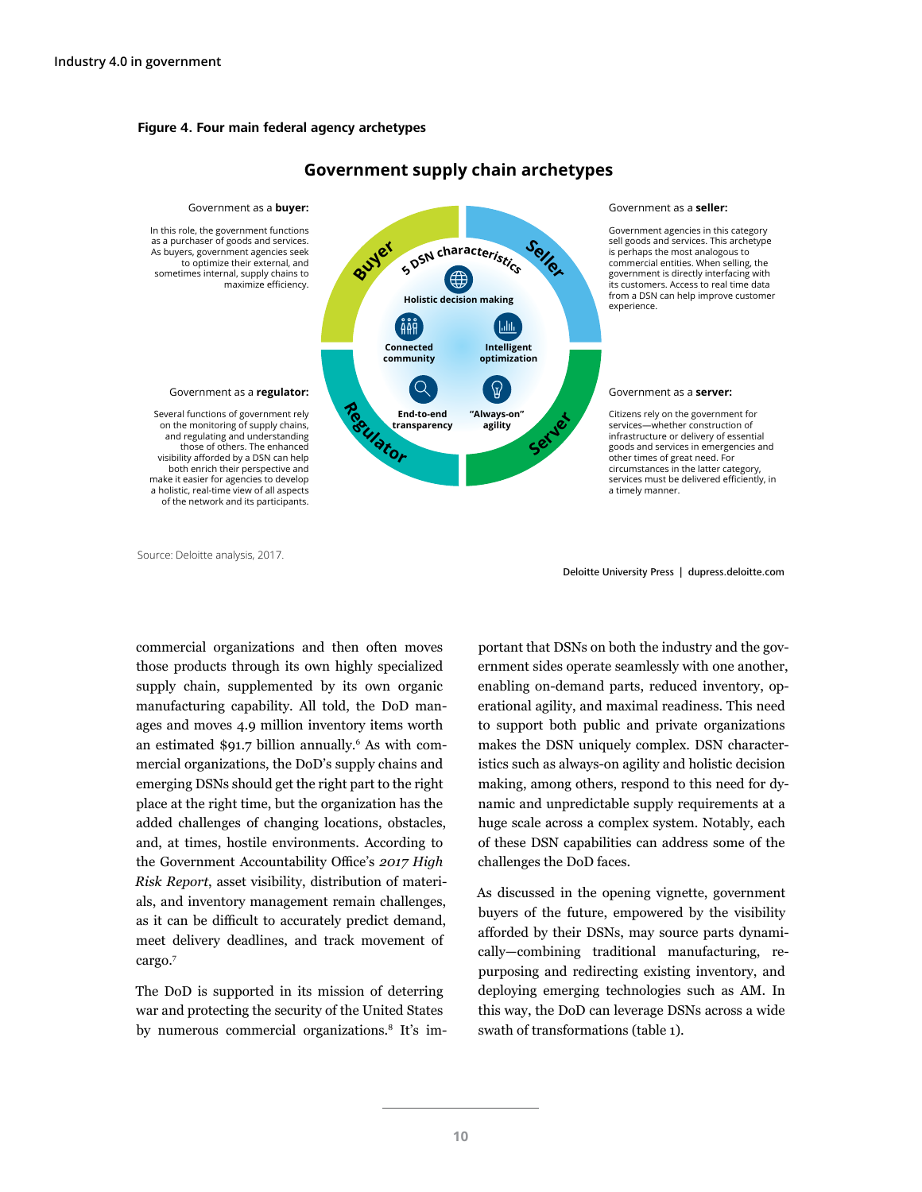**Figure 4. Four main federal agency archetypes**

## Government supply chain archetypes

Government as a **buyer:**

In this role, the government functions as a purchaser of goods and services. As buyers, government agencies seek to optimize their external, and sometimes internal, supply chains to maximize efficiency.

Government as a **seller:**

Government agencies in this category sell goods and services. This archetype is perhaps the most analogous to commercial entities. When selling, the government is directly interfacing with its customers. Access to real time data from a DSN can help improve customer experience.

Government as a **regulator:**

Several functions of government rely on the monitoring of supply chains, and regulating and understanding those of others. The enhanced visibility afforded by a DSN can help both enrich their perspective and make it easier for agencies to develop a holistic, real-time view of all aspects of the network and its participants.

Government as a **server:**

Citizens rely on the government for services—whether construction of infrastructure or delivery of essential goods and services in emergencies and other times of great need. For circumstances in the latter category, services must be delivered efficiently, in a timely manner.

Buyer | Seller | Regulator | Server

5 DSN characteristics: Holistic decision making; Connected community; Intelligent optimization; End-to-end transparency; "Always-on" agility

Source: Deloitte analysis, 2017.

Deloitte University Press | dupress.deloitte.com

commercial organizations and then often moves those products through its own highly specialized supply chain, supplemented by its own organic manufacturing capability. All told, the DoD manages and moves 4.9 million inventory items worth an estimated $91.7 billion annually.[6] As with commercial organizations, the DoD's supply chains and emerging DSNs should get the right part to the right place at the right time, but the organization has the added challenges of changing locations, obstacles, and, at times, hostile environments. According to the Government Accountability Office's *2017 High Risk Report*, asset visibility, distribution of materials, and inventory management remain challenges, as it can be difficult to accurately predict demand, meet delivery deadlines, and track movement of cargo.[7]

The DoD is supported in its mission of deterring war and protecting the security of the United States by numerous commercial organizations.[8] It's important that DSNs on both the industry and the government sides operate seamlessly with one another, enabling on-demand parts, reduced inventory, operational agility, and maximal readiness. This need to support both public and private organizations makes the DSN uniquely complex. DSN characteristics such as always-on agility and holistic decision making, among others, respond to this need for dynamic and unpredictable supply requirements at a huge scale across a complex system. Notably, each of these DSN capabilities can address some of the challenges the DoD faces.

As discussed in the opening vignette, government buyers of the future, empowered by the visibility afforded by their DSNs, may source parts dynamically—combining traditional manufacturing, repurposing and redirecting existing inventory, and deploying emerging technologies such as AM. In this way, the DoD can leverage DSNs across a wide swath of transformations (table 1).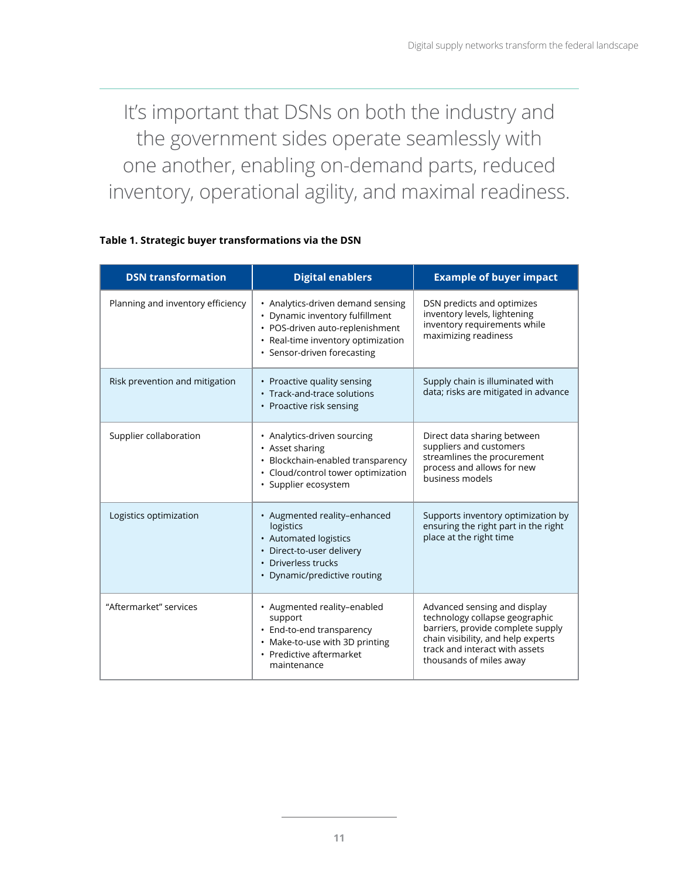It's important that DSNs on both the industry and the government sides operate seamlessly with one another, enabling on-demand parts, reduced inventory, operational agility, and maximal readiness.

**Table 1. Strategic buyer transformations via the DSN**

| DSN transformation | Digital enablers | Example of buyer impact |
|---|---|---|
| Planning and inventory efficiency | • Analytics-driven demand sensing<br>• Dynamic inventory fulfillment<br>• POS-driven auto-replenishment<br>• Real-time inventory optimization<br>• Sensor-driven forecasting | DSN predicts and optimizes inventory levels, lightening inventory requirements while maximizing readiness |
| Risk prevention and mitigation | • Proactive quality sensing<br>• Track-and-trace solutions<br>• Proactive risk sensing | Supply chain is illuminated with data; risks are mitigated in advance |
| Supplier collaboration | • Analytics-driven sourcing<br>• Asset sharing<br>• Blockchain-enabled transparency<br>• Cloud/control tower optimization<br>• Supplier ecosystem | Direct data sharing between suppliers and customers streamlines the procurement process and allows for new business models |
| Logistics optimization | • Augmented reality–enhanced logistics<br>• Automated logistics<br>• Direct-to-user delivery<br>• Driverless trucks<br>• Dynamic/predictive routing | Supports inventory optimization by ensuring the right part in the right place at the right time |
| "Aftermarket" services | • Augmented reality–enabled support<br>• End-to-end transparency<br>• Make-to-use with 3D printing<br>• Predictive aftermarket maintenance | Advanced sensing and display technology collapse geographic barriers, provide complete supply chain visibility, and help experts track and interact with assets thousands of miles away |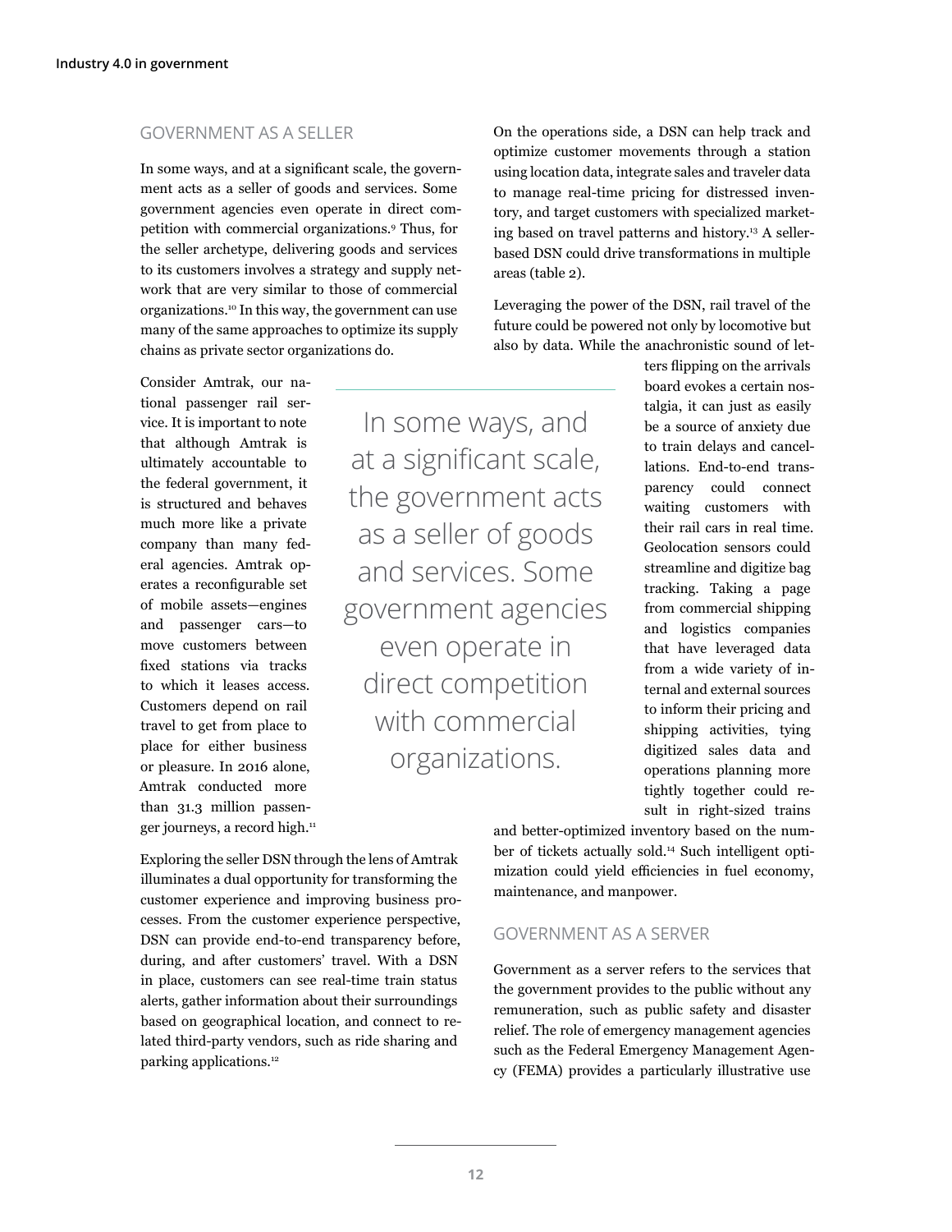## GOVERNMENT AS A SELLER

In some ways, and at a significant scale, the government acts as a seller of goods and services. Some government agencies even operate in direct competition with commercial organizations.[9] Thus, for the seller archetype, delivering goods and services to its customers involves a strategy and supply network that are very similar to those of commercial organizations.[10] In this way, the government can use many of the same approaches to optimize its supply chains as private sector organizations do.

Consider Amtrak, our national passenger rail service. It is important to note that although Amtrak is ultimately accountable to the federal government, it is structured and behaves much more like a private company than many federal agencies. Amtrak operates a reconfigurable set of mobile assets—engines and passenger cars—to move customers between fixed stations via tracks to which it leases access. Customers depend on rail travel to get from place to place for either business or pleasure. In 2016 alone, Amtrak conducted more than 31.3 million passenger journeys, a record high.[11]

> In some ways, and at a significant scale, the government acts as a seller of goods and services. Some government agencies even operate in direct competition with commercial organizations.

Exploring the seller DSN through the lens of Amtrak illuminates a dual opportunity for transforming the customer experience and improving business processes. From the customer experience perspective, DSN can provide end-to-end transparency before, during, and after customers' travel. With a DSN in place, customers can see real-time train status alerts, gather information about their surroundings based on geographical location, and connect to related third-party vendors, such as ride sharing and parking applications.[12]

On the operations side, a DSN can help track and optimize customer movements through a station using location data, integrate sales and traveler data to manage real-time pricing for distressed inventory, and target customers with specialized marketing based on travel patterns and history.[13] A seller-based DSN could drive transformations in multiple areas (table 2).

Leveraging the power of the DSN, rail travel of the future could be powered not only by locomotive but also by data. While the anachronistic sound of letters flipping on the arrivals board evokes a certain nostalgia, it can just as easily be a source of anxiety due to train delays and cancellations. End-to-end transparency could connect waiting customers with their rail cars in real time. Geolocation sensors could streamline and digitize bag tracking. Taking a page from commercial shipping and logistics companies that have leveraged data from a wide variety of internal and external sources to inform their pricing and shipping activities, tying digitized sales data and operations planning more tightly together could result in right-sized trains and better-optimized inventory based on the number of tickets actually sold.[14] Such intelligent optimization could yield efficiencies in fuel economy, maintenance, and manpower.

## GOVERNMENT AS A SERVER

Government as a server refers to the services that the government provides to the public without any remuneration, such as public safety and disaster relief. The role of emergency management agencies such as the Federal Emergency Management Agency (FEMA) provides a particularly illustrative use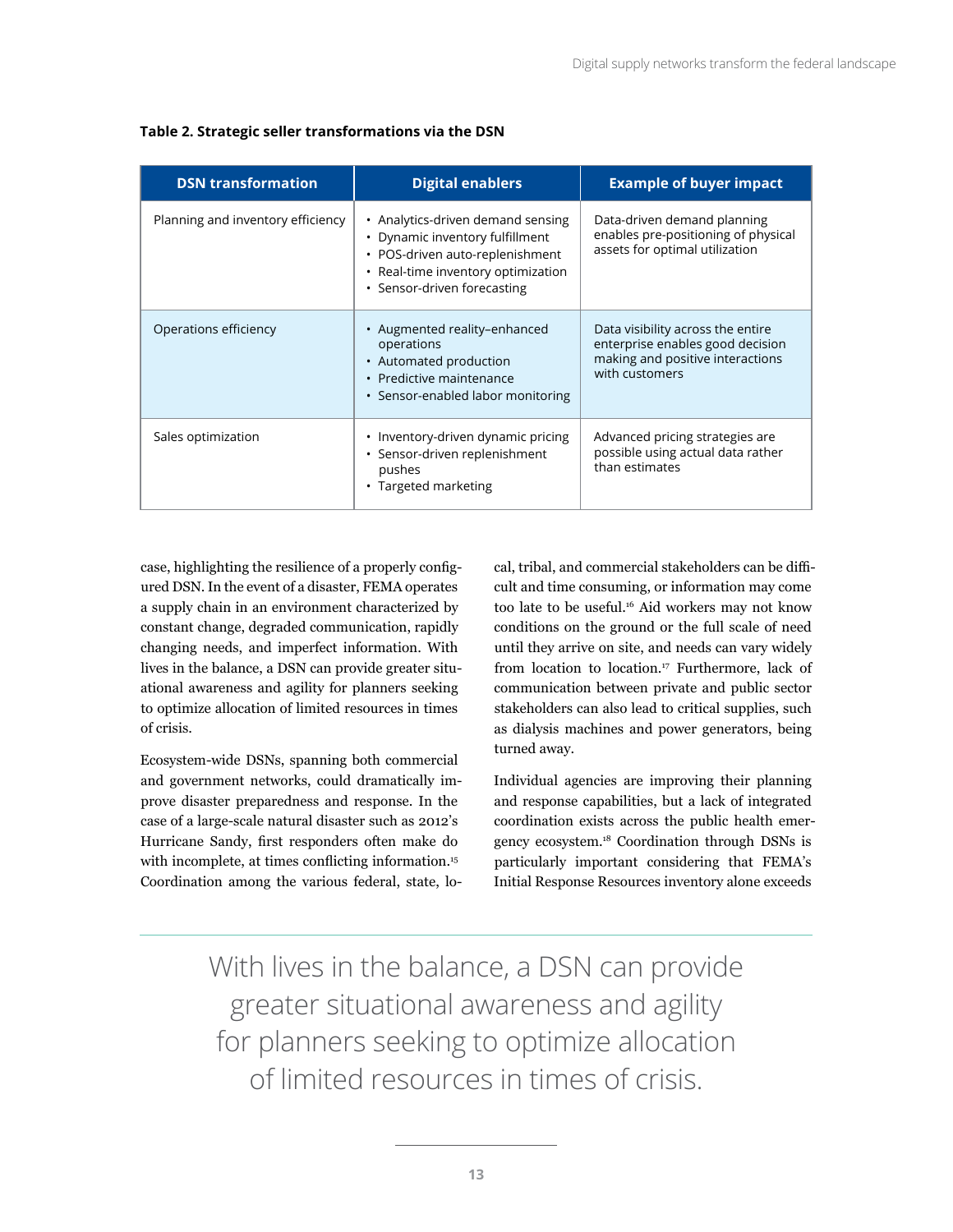**Table 2. Strategic seller transformations via the DSN**

| DSN transformation | Digital enablers | Example of buyer impact |
|---|---|---|
| Planning and inventory efficiency | • Analytics-driven demand sensing<br>• Dynamic inventory fulfillment<br>• POS-driven auto-replenishment<br>• Real-time inventory optimization<br>• Sensor-driven forecasting | Data-driven demand planning enables pre-positioning of physical assets for optimal utilization |
| Operations efficiency | • Augmented reality–enhanced operations<br>• Automated production<br>• Predictive maintenance<br>• Sensor-enabled labor monitoring | Data visibility across the entire enterprise enables good decision making and positive interactions with customers |
| Sales optimization | • Inventory-driven dynamic pricing<br>• Sensor-driven replenishment pushes<br>• Targeted marketing | Advanced pricing strategies are possible using actual data rather than estimates |

case, highlighting the resilience of a properly configured DSN. In the event of a disaster, FEMA operates a supply chain in an environment characterized by constant change, degraded communication, rapidly changing needs, and imperfect information. With lives in the balance, a DSN can provide greater situational awareness and agility for planners seeking to optimize allocation of limited resources in times of crisis.

Ecosystem-wide DSNs, spanning both commercial and government networks, could dramatically improve disaster preparedness and response. In the case of a large-scale natural disaster such as 2012's Hurricane Sandy, first responders often make do with incomplete, at times conflicting information.[15] Coordination among the various federal, state, local, tribal, and commercial stakeholders can be difficult and time consuming, or information may come too late to be useful.[16] Aid workers may not know conditions on the ground or the full scale of need until they arrive on site, and needs can vary widely from location to location.[17] Furthermore, lack of communication between private and public sector stakeholders can also lead to critical supplies, such as dialysis machines and power generators, being turned away.

Individual agencies are improving their planning and response capabilities, but a lack of integrated coordination exists across the public health emergency ecosystem.[18] Coordination through DSNs is particularly important considering that FEMA's Initial Response Resources inventory alone exceeds

> With lives in the balance, a DSN can provide greater situational awareness and agility for planners seeking to optimize allocation of limited resources in times of crisis.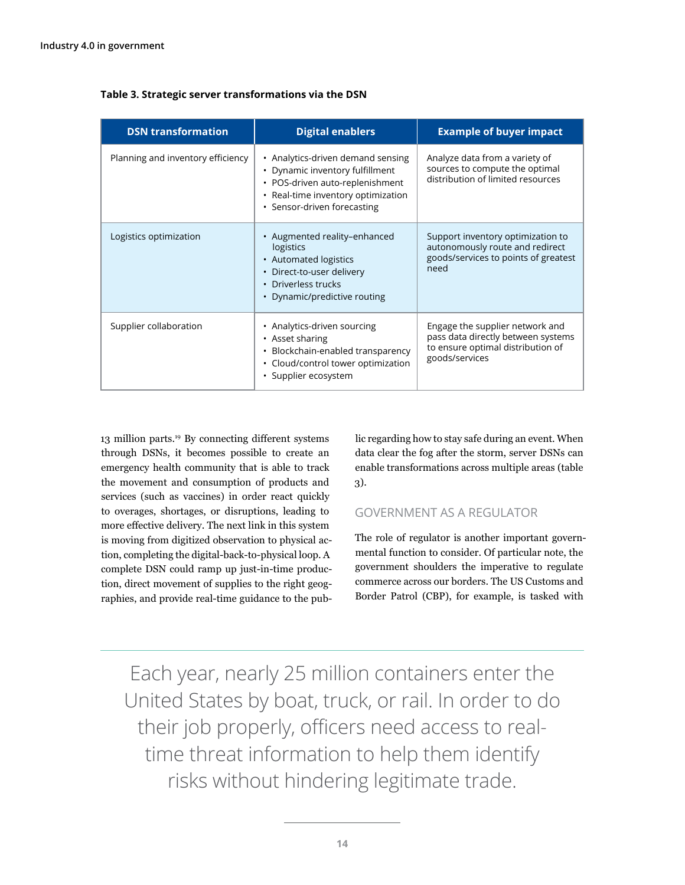**Table 3. Strategic server transformations via the DSN**

| DSN transformation | Digital enablers | Example of buyer impact |
|---|---|---|
| Planning and inventory efficiency | • Analytics-driven demand sensing<br>• Dynamic inventory fulfillment<br>• POS-driven auto-replenishment<br>• Real-time inventory optimization<br>• Sensor-driven forecasting | Analyze data from a variety of sources to compute the optimal distribution of limited resources |
| Logistics optimization | • Augmented reality–enhanced logistics<br>• Automated logistics<br>• Direct-to-user delivery<br>• Driverless trucks<br>• Dynamic/predictive routing | Support inventory optimization to autonomously route and redirect goods/services to points of greatest need |
| Supplier collaboration | • Analytics-driven sourcing<br>• Asset sharing<br>• Blockchain-enabled transparency<br>• Cloud/control tower optimization<br>• Supplier ecosystem | Engage the supplier network and pass data directly between systems to ensure optimal distribution of goods/services |

13 million parts.[19] By connecting different systems through DSNs, it becomes possible to create an emergency health community that is able to track the movement and consumption of products and services (such as vaccines) in order react quickly to overages, shortages, or disruptions, leading to more effective delivery. The next link in this system is moving from digitized observation to physical action, completing the digital-back-to-physical loop. A complete DSN could ramp up just-in-time production, direct movement of supplies to the right geographies, and provide real-time guidance to the public regarding how to stay safe during an event. When data clear the fog after the storm, server DSNs can enable transformations across multiple areas (table 3).

## GOVERNMENT AS A REGULATOR

The role of regulator is another important governmental function to consider. Of particular note, the government shoulders the imperative to regulate commerce across our borders. The US Customs and Border Patrol (CBP), for example, is tasked with

> Each year, nearly 25 million containers enter the United States by boat, truck, or rail. In order to do their job properly, officers need access to real-time threat information to help them identify risks without hindering legitimate trade.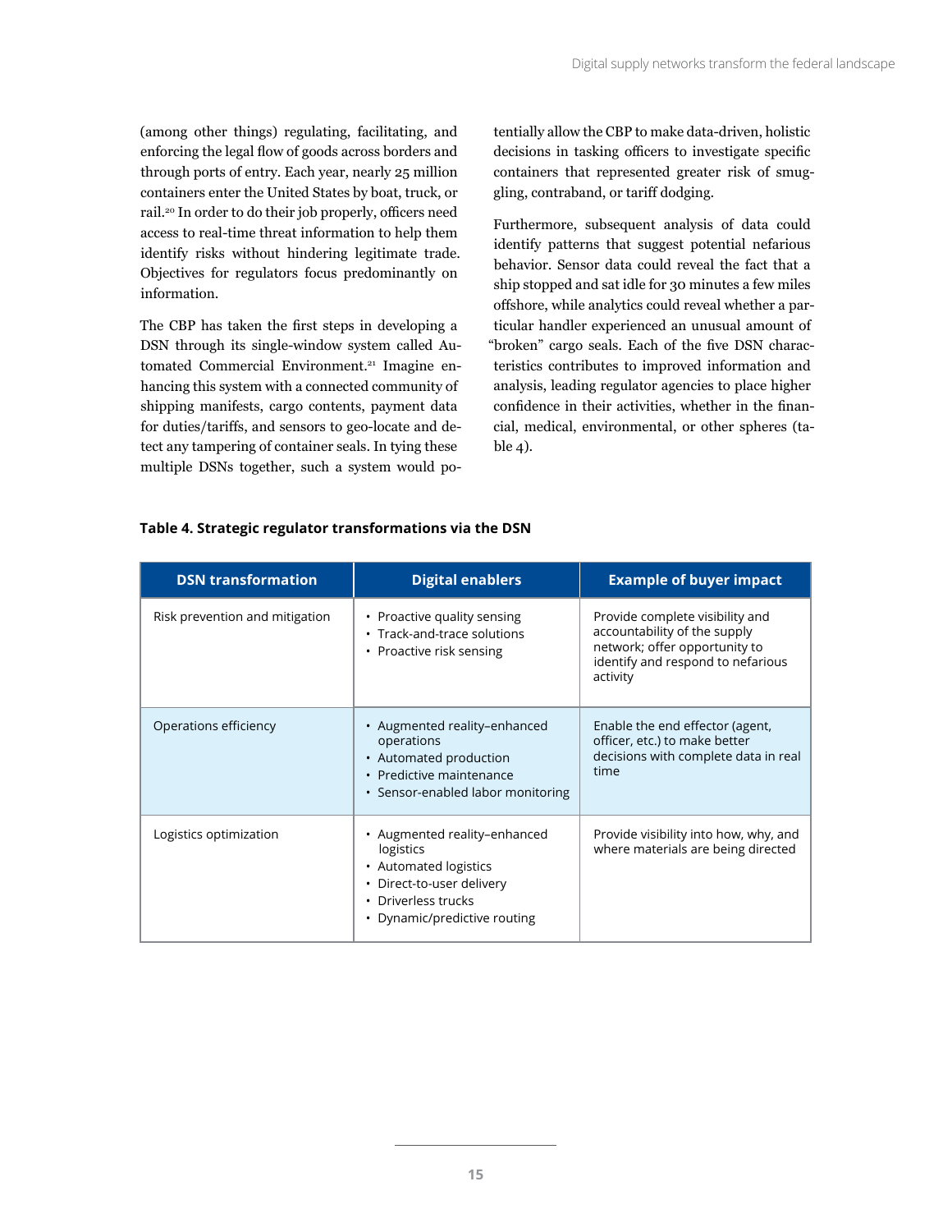(among other things) regulating, facilitating, and enforcing the legal flow of goods across borders and through ports of entry. Each year, nearly 25 million containers enter the United States by boat, truck, or rail.[20] In order to do their job properly, officers need access to real-time threat information to help them identify risks without hindering legitimate trade. Objectives for regulators focus predominantly on information.

The CBP has taken the first steps in developing a DSN through its single-window system called Automated Commercial Environment.[21] Imagine enhancing this system with a connected community of shipping manifests, cargo contents, payment data for duties/tariffs, and sensors to geo-locate and detect any tampering of container seals. In tying these multiple DSNs together, such a system would potentially allow the CBP to make data-driven, holistic decisions in tasking officers to investigate specific containers that represented greater risk of smuggling, contraband, or tariff dodging.

Furthermore, subsequent analysis of data could identify patterns that suggest potential nefarious behavior. Sensor data could reveal the fact that a ship stopped and sat idle for 30 minutes a few miles offshore, while analytics could reveal whether a particular handler experienced an unusual amount of "broken" cargo seals. Each of the five DSN characteristics contributes to improved information and analysis, leading regulator agencies to place higher confidence in their activities, whether in the financial, medical, environmental, or other spheres (table 4).

**Table 4. Strategic regulator transformations via the DSN**

| DSN transformation | Digital enablers | Example of buyer impact |
|---|---|---|
| Risk prevention and mitigation | • Proactive quality sensing<br>• Track-and-trace solutions<br>• Proactive risk sensing | Provide complete visibility and accountability of the supply network; offer opportunity to identify and respond to nefarious activity |
| Operations efficiency | • Augmented reality–enhanced operations<br>• Automated production<br>• Predictive maintenance<br>• Sensor-enabled labor monitoring | Enable the end effector (agent, officer, etc.) to make better decisions with complete data in real time |
| Logistics optimization | • Augmented reality–enhanced logistics<br>• Automated logistics<br>• Direct-to-user delivery<br>• Driverless trucks<br>• Dynamic/predictive routing | Provide visibility into how, why, and where materials are being directed |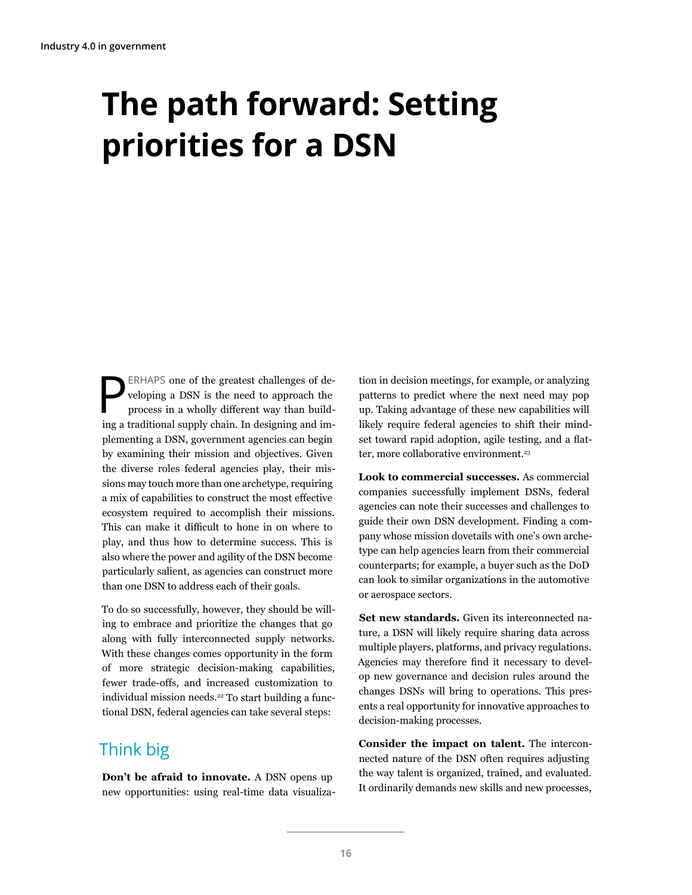# The path forward: Setting priorities for a DSN

PERHAPS one of the greatest challenges of developing a DSN is the need to approach the process in a wholly different way than building a traditional supply chain. In designing and implementing a DSN, government agencies can begin by examining their mission and objectives. Given the diverse roles federal agencies play, their missions may touch more than one archetype, requiring a mix of capabilities to construct the most effective ecosystem required to accomplish their missions. This can make it difficult to hone in on where to play, and thus how to determine success. This is also where the power and agility of the DSN become particularly salient, as agencies can construct more than one DSN to address each of their goals.

To do so successfully, however, they should be willing to embrace and prioritize the changes that go along with fully interconnected supply networks. With these changes comes opportunity in the form of more strategic decision-making capabilities, fewer trade-offs, and increased customization to individual mission needs.[22] To start building a functional DSN, federal agencies can take several steps:

## Think big

**Don't be afraid to innovate.** A DSN opens up new opportunities: using real-time data visualization in decision meetings, for example, or analyzing patterns to predict where the next need may pop up. Taking advantage of these new capabilities will likely require federal agencies to shift their mindset toward rapid adoption, agile testing, and a flatter, more collaborative environment.[23]

**Look to commercial successes.** As commercial companies successfully implement DSNs, federal agencies can note their successes and challenges to guide their own DSN development. Finding a company whose mission dovetails with one's own archetype can help agencies learn from their commercial counterparts; for example, a buyer such as the DoD can look to similar organizations in the automotive or aerospace sectors.

**Set new standards.** Given its interconnected nature, a DSN will likely require sharing data across multiple players, platforms, and privacy regulations. Agencies may therefore find it necessary to develop new governance and decision rules around the changes DSNs will bring to operations. This presents a real opportunity for innovative approaches to decision-making processes.

**Consider the impact on talent.** The interconnected nature of the DSN often requires adjusting the way talent is organized, trained, and evaluated. It ordinarily demands new skills and new processes,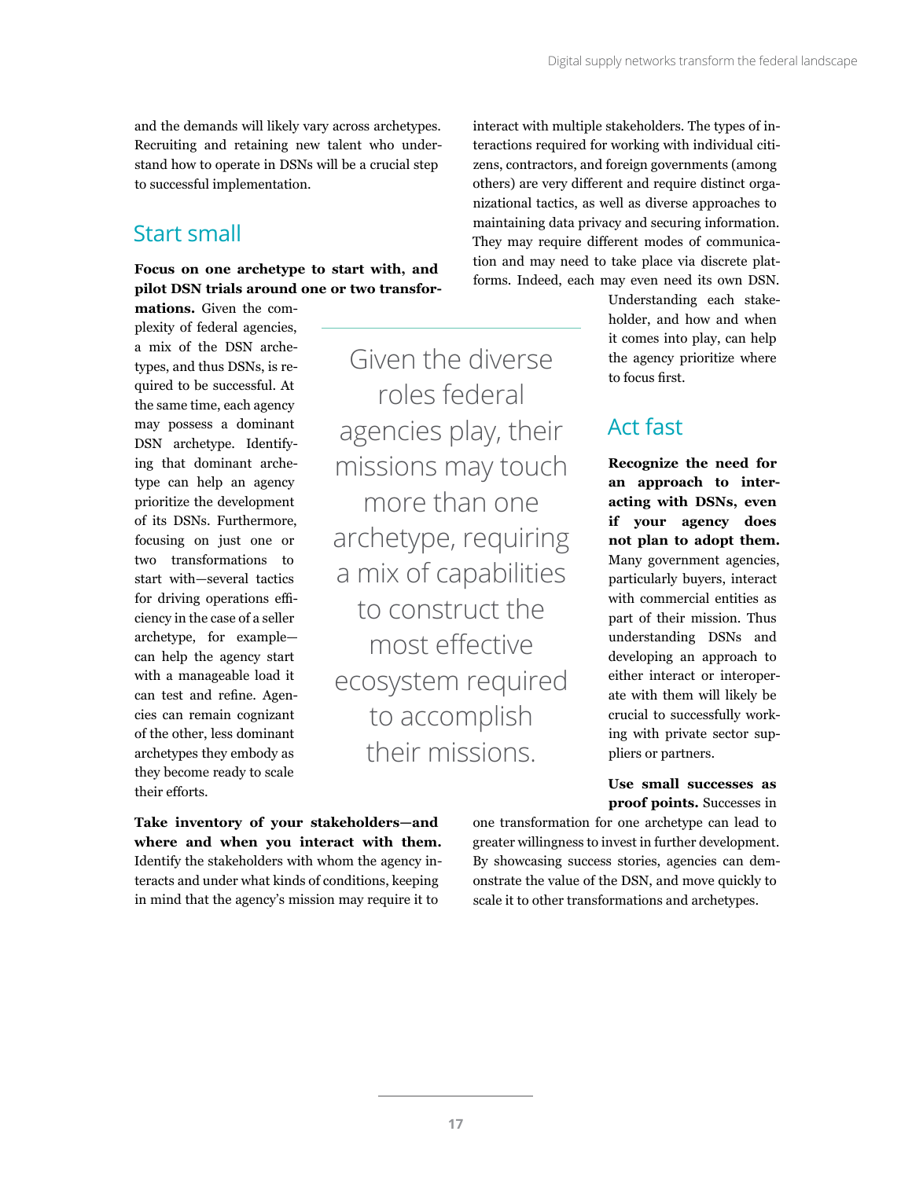and the demands will likely vary across archetypes. Recruiting and retaining new talent who understand how to operate in DSNs will be a crucial step to successful implementation.

## Start small

**Focus on one archetype to start with, and pilot DSN trials around one or two transformations.** Given the complexity of federal agencies, a mix of the DSN archetypes, and thus DSNs, is required to be successful. At the same time, each agency may possess a dominant DSN archetype. Identifying that dominant archetype can help an agency prioritize the development of its DSNs. Furthermore, focusing on just one or two transformations to start with—several tactics for driving operations efficiency in the case of a seller archetype, for example—can help the agency start with a manageable load it can test and refine. Agencies can remain cognizant of the other, less dominant archetypes they embody as they become ready to scale their efforts.

> Given the diverse roles federal agencies play, their missions may touch more than one archetype, requiring a mix of capabilities to construct the most effective ecosystem required to accomplish their missions.

**Take inventory of your stakeholders—and where and when you interact with them.** Identify the stakeholders with whom the agency interacts and under what kinds of conditions, keeping in mind that the agency's mission may require it to interact with multiple stakeholders. The types of interactions required for working with individual citizens, contractors, and foreign governments (among others) are very different and require distinct organizational tactics, as well as diverse approaches to maintaining data privacy and securing information. They may require different modes of communication and may need to take place via discrete platforms. Indeed, each may even need its own DSN. Understanding each stakeholder, and how and when it comes into play, can help the agency prioritize where to focus first.

## Act fast

**Recognize the need for an approach to interacting with DSNs, even if your agency does not plan to adopt them.** Many government agencies, particularly buyers, interact with commercial entities as part of their mission. Thus understanding DSNs and developing an approach to either interact or interoperate with them will likely be crucial to successfully working with private sector suppliers or partners.

**Use small successes as proof points.** Successes in one transformation for one archetype can lead to greater willingness to invest in further development. By showcasing success stories, agencies can demonstrate the value of the DSN, and move quickly to scale it to other transformations and archetypes.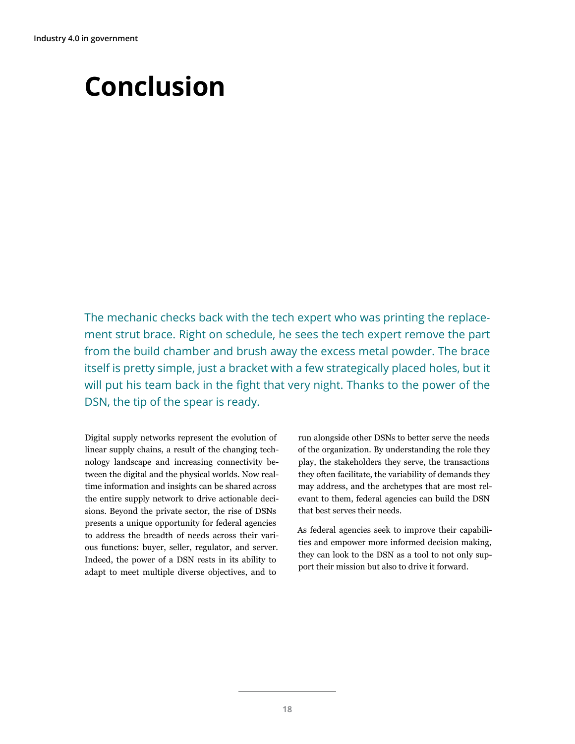# Conclusion

The mechanic checks back with the tech expert who was printing the replacement strut brace. Right on schedule, he sees the tech expert remove the part from the build chamber and brush away the excess metal powder. The brace itself is pretty simple, just a bracket with a few strategically placed holes, but it will put his team back in the fight that very night. Thanks to the power of the DSN, the tip of the spear is ready.

Digital supply networks represent the evolution of linear supply chains, a result of the changing technology landscape and increasing connectivity between the digital and the physical worlds. Now real-time information and insights can be shared across the entire supply network to drive actionable decisions. Beyond the private sector, the rise of DSNs presents a unique opportunity for federal agencies to address the breadth of needs across their various functions: buyer, seller, regulator, and server. Indeed, the power of a DSN rests in its ability to adapt to meet multiple diverse objectives, and to run alongside other DSNs to better serve the needs of the organization. By understanding the role they play, the stakeholders they serve, the transactions they often facilitate, the variability of demands they may address, and the archetypes that are most relevant to them, federal agencies can build the DSN that best serves their needs.

As federal agencies seek to improve their capabilities and empower more informed decision making, they can look to the DSN as a tool to not only support their mission but also to drive it forward.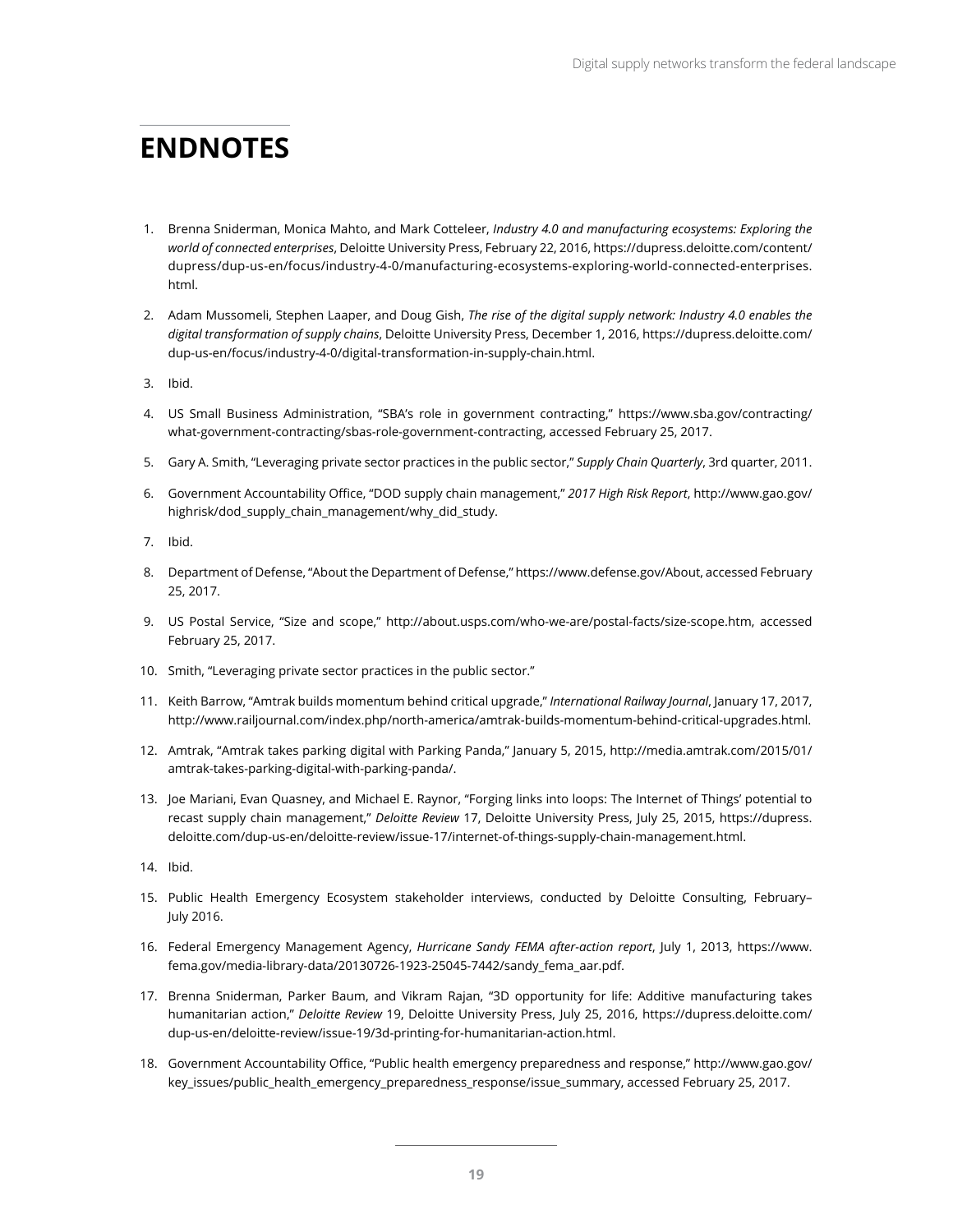## ENDNOTES

1. Brenna Sniderman, Monica Mahto, and Mark Cotteleer, *Industry 4.0 and manufacturing ecosystems: Exploring the world of connected enterprises*, Deloitte University Press, February 22, 2016, https://dupress.deloitte.com/content/dupress/dup-us-en/focus/industry-4-0/manufacturing-ecosystems-exploring-world-connected-enterprises.html.
2. Adam Mussomeli, Stephen Laaper, and Doug Gish, *The rise of the digital supply network: Industry 4.0 enables the digital transformation of supply chains*, Deloitte University Press, December 1, 2016, https://dupress.deloitte.com/dup-us-en/focus/industry-4-0/digital-transformation-in-supply-chain.html.
3. Ibid.
4. US Small Business Administration, "SBA's role in government contracting," https://www.sba.gov/contracting/what-government-contracting/sbas-role-government-contracting, accessed February 25, 2017.
5. Gary A. Smith, "Leveraging private sector practices in the public sector," *Supply Chain Quarterly*, 3rd quarter, 2011.
6. Government Accountability Office, "DOD supply chain management," *2017 High Risk Report*, http://www.gao.gov/highrisk/dod_supply_chain_management/why_did_study.
7. Ibid.
8. Department of Defense, "About the Department of Defense," https://www.defense.gov/About, accessed February 25, 2017.
9. US Postal Service, "Size and scope," http://about.usps.com/who-we-are/postal-facts/size-scope.htm, accessed February 25, 2017.
10. Smith, "Leveraging private sector practices in the public sector."
11. Keith Barrow, "Amtrak builds momentum behind critical upgrade," *International Railway Journal*, January 17, 2017, http://www.railjournal.com/index.php/north-america/amtrak-builds-momentum-behind-critical-upgrades.html.
12. Amtrak, "Amtrak takes parking digital with Parking Panda," January 5, 2015, http://media.amtrak.com/2015/01/amtrak-takes-parking-digital-with-parking-panda/.
13. Joe Mariani, Evan Quasney, and Michael E. Raynor, "Forging links into loops: The Internet of Things' potential to recast supply chain management," *Deloitte Review* 17, Deloitte University Press, July 25, 2015, https://dupress.deloitte.com/dup-us-en/deloitte-review/issue-17/internet-of-things-supply-chain-management.html.
14. Ibid.
15. Public Health Emergency Ecosystem stakeholder interviews, conducted by Deloitte Consulting, February–July 2016.
16. Federal Emergency Management Agency, *Hurricane Sandy FEMA after-action report*, July 1, 2013, https://www.fema.gov/media-library-data/20130726-1923-25045-7442/sandy_fema_aar.pdf.
17. Brenna Sniderman, Parker Baum, and Vikram Rajan, "3D opportunity for life: Additive manufacturing takes humanitarian action," *Deloitte Review* 19, Deloitte University Press, July 25, 2016, https://dupress.deloitte.com/dup-us-en/deloitte-review/issue-19/3d-printing-for-humanitarian-action.html.
18. Government Accountability Office, "Public health emergency preparedness and response," http://www.gao.gov/key_issues/public_health_emergency_preparedness_response/issue_summary, accessed February 25, 2017.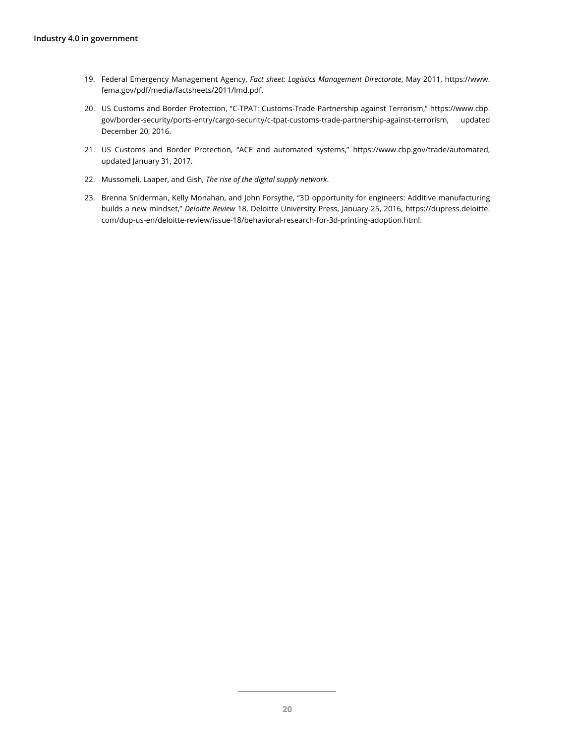19. Federal Emergency Management Agency, *Fact sheet: Logistics Management Directorate*, May 2011, https://www.fema.gov/pdf/media/factsheets/2011/lmd.pdf.

20. US Customs and Border Protection, "C-TPAT: Customs-Trade Partnership against Terrorism," https://www.cbp.gov/border-security/ports-entry/cargo-security/c-tpat-customs-trade-partnership-against-terrorism, updated December 20, 2016.

21. US Customs and Border Protection, "ACE and automated systems," https://www.cbp.gov/trade/automated, updated January 31, 2017.

22. Mussomeli, Laaper, and Gish, *The rise of the digital supply network*.

23. Brenna Sniderman, Kelly Monahan, and John Forsythe, "3D opportunity for engineers: Additive manufacturing builds a new mindset," *Deloitte Review* 18, Deloitte University Press, January 25, 2016, https://dupress.deloitte.com/dup-us-en/deloitte-review/issue-18/behavioral-research-for-3d-printing-adoption.html.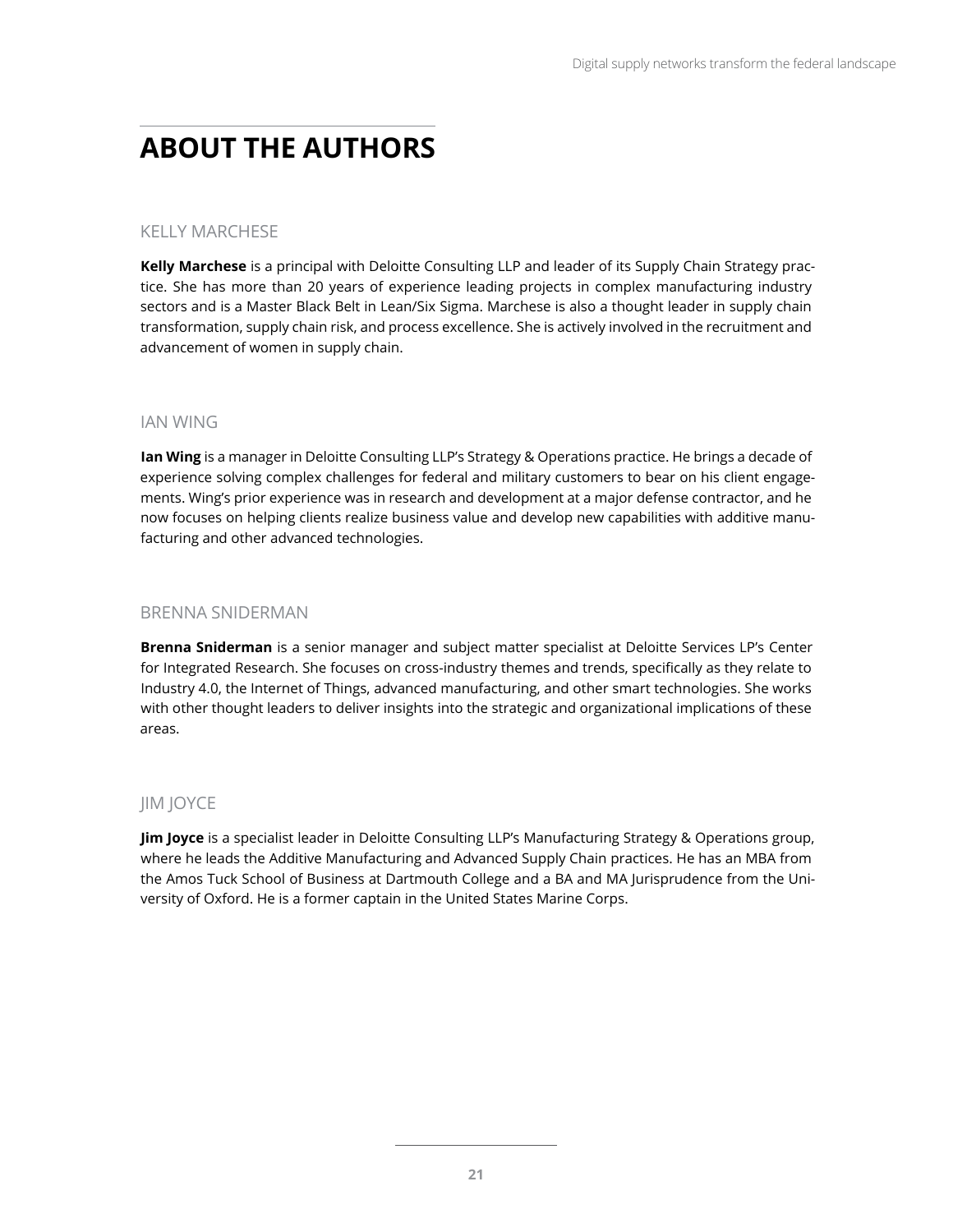# ABOUT THE AUTHORS

### KELLY MARCHESE

**Kelly Marchese** is a principal with Deloitte Consulting LLP and leader of its Supply Chain Strategy practice. She has more than 20 years of experience leading projects in complex manufacturing industry sectors and is a Master Black Belt in Lean/Six Sigma. Marchese is also a thought leader in supply chain transformation, supply chain risk, and process excellence. She is actively involved in the recruitment and advancement of women in supply chain.

### IAN WING

**Ian Wing** is a manager in Deloitte Consulting LLP's Strategy & Operations practice. He brings a decade of experience solving complex challenges for federal and military customers to bear on his client engagements. Wing's prior experience was in research and development at a major defense contractor, and he now focuses on helping clients realize business value and develop new capabilities with additive manufacturing and other advanced technologies.

### BRENNA SNIDERMAN

**Brenna Sniderman** is a senior manager and subject matter specialist at Deloitte Services LP's Center for Integrated Research. She focuses on cross-industry themes and trends, specifically as they relate to Industry 4.0, the Internet of Things, advanced manufacturing, and other smart technologies. She works with other thought leaders to deliver insights into the strategic and organizational implications of these areas.

### JIM JOYCE

**Jim Joyce** is a specialist leader in Deloitte Consulting LLP's Manufacturing Strategy & Operations group, where he leads the Additive Manufacturing and Advanced Supply Chain practices. He has an MBA from the Amos Tuck School of Business at Dartmouth College and a BA and MA Jurisprudence from the University of Oxford. He is a former captain in the United States Marine Corps.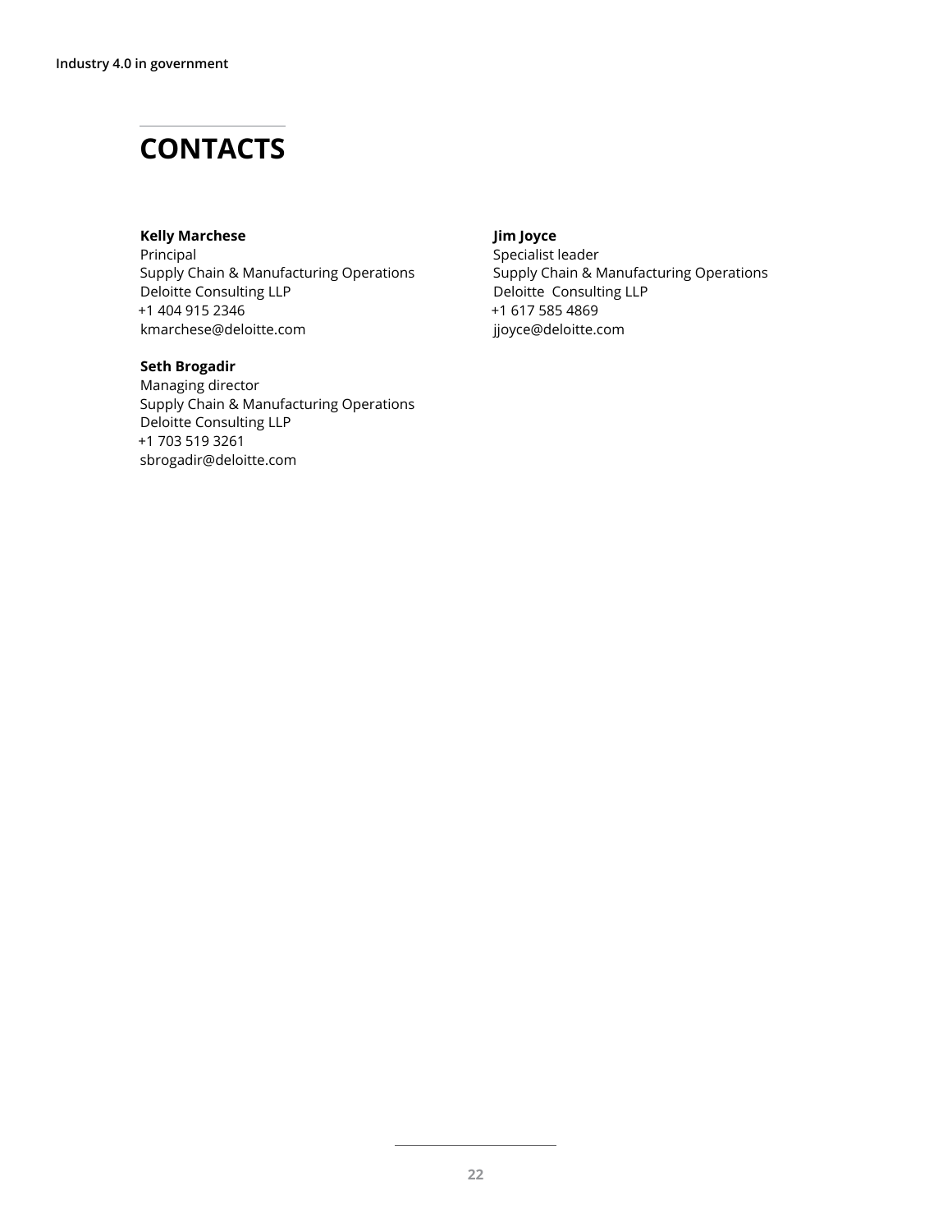# CONTACTS

**Kelly Marchese**
Principal
Supply Chain & Manufacturing Operations
Deloitte Consulting LLP
+1 404 915 2346
kmarchese@deloitte.com

**Seth Brogadir**
Managing director
Supply Chain & Manufacturing Operations
Deloitte Consulting LLP
+1 703 519 3261
sbrogadir@deloitte.com

**Jim Joyce**
Specialist leader
Supply Chain & Manufacturing Operations
Deloitte Consulting LLP
+1 617 585 4869
jjoyce@deloitte.com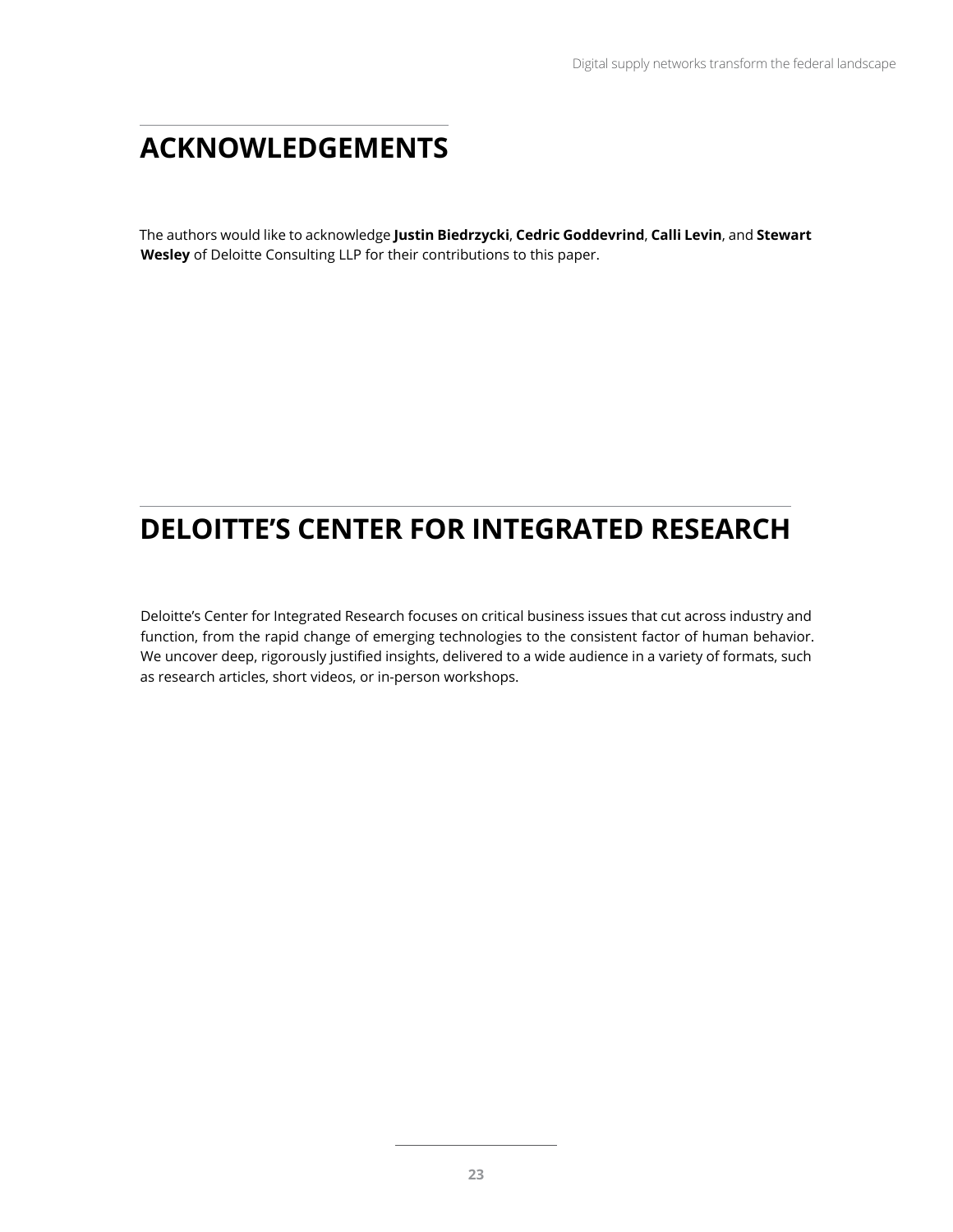## ACKNOWLEDGEMENTS

The authors would like to acknowledge **Justin Biedrzycki**, **Cedric Goddevrind**, **Calli Levin**, and **Stewart Wesley** of Deloitte Consulting LLP for their contributions to this paper.

## DELOITTE'S CENTER FOR INTEGRATED RESEARCH

Deloitte's Center for Integrated Research focuses on critical business issues that cut across industry and function, from the rapid change of emerging technologies to the consistent factor of human behavior. We uncover deep, rigorously justified insights, delivered to a wide audience in a variety of formats, such as research articles, short videos, or in-person workshops.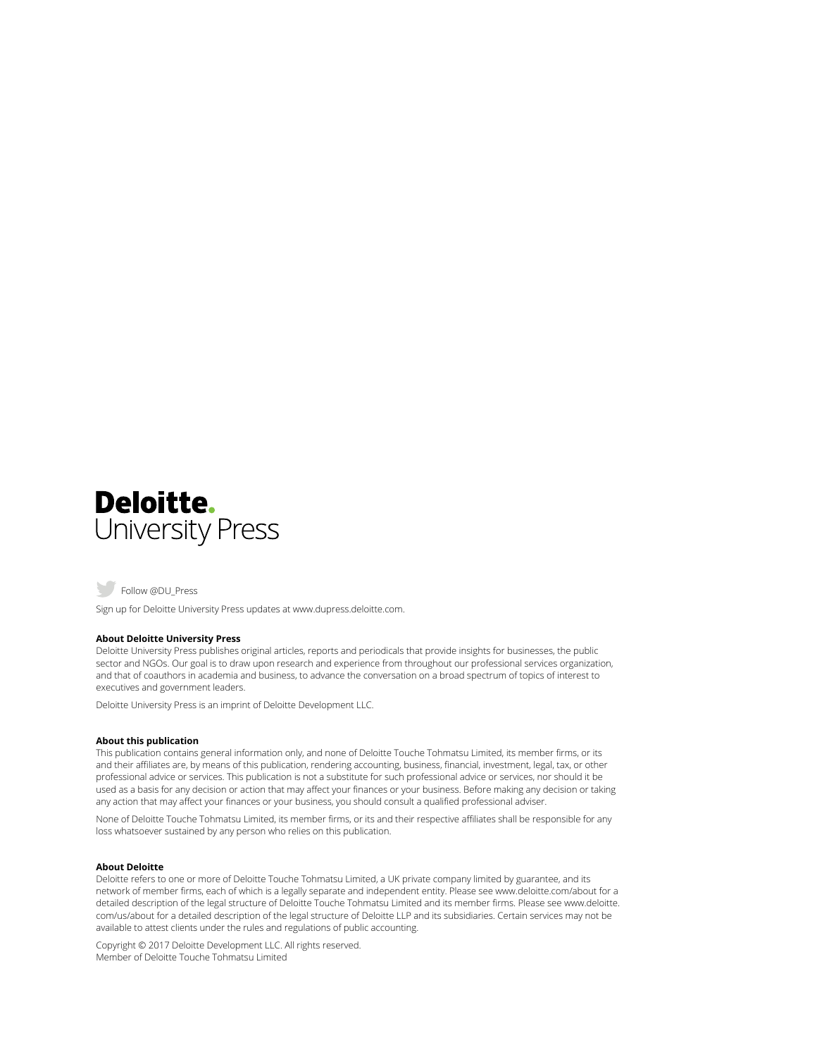**Deloitte.**
University Press

Follow @DU_Press

Sign up for Deloitte University Press updates at www.dupress.deloitte.com.

**About Deloitte University Press**

Deloitte University Press publishes original articles, reports and periodicals that provide insights for businesses, the public sector and NGOs. Our goal is to draw upon research and experience from throughout our professional services organization, and that of coauthors in academia and business, to advance the conversation on a broad spectrum of topics of interest to executives and government leaders.

Deloitte University Press is an imprint of Deloitte Development LLC.

**About this publication**

This publication contains general information only, and none of Deloitte Touche Tohmatsu Limited, its member firms, or its and their affiliates are, by means of this publication, rendering accounting, business, financial, investment, legal, tax, or other professional advice or services. This publication is not a substitute for such professional advice or services, nor should it be used as a basis for any decision or action that may affect your finances or your business. Before making any decision or taking any action that may affect your finances or your business, you should consult a qualified professional adviser.

None of Deloitte Touche Tohmatsu Limited, its member firms, or its and their respective affiliates shall be responsible for any loss whatsoever sustained by any person who relies on this publication.

**About Deloitte**

Deloitte refers to one or more of Deloitte Touche Tohmatsu Limited, a UK private company limited by guarantee, and its network of member firms, each of which is a legally separate and independent entity. Please see www.deloitte.com/about for a detailed description of the legal structure of Deloitte Touche Tohmatsu Limited and its member firms. Please see www.deloitte.com/us/about for a detailed description of the legal structure of Deloitte LLP and its subsidiaries. Certain services may not be available to attest clients under the rules and regulations of public accounting.

Copyright © 2017 Deloitte Development LLC. All rights reserved.
Member of Deloitte Touche Tohmatsu Limited